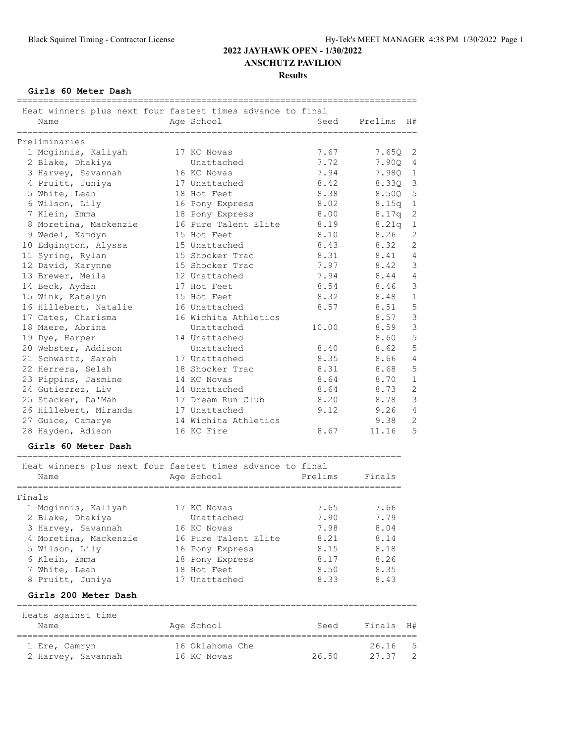# 2022 JAYHAWK OPEN - 1/30/2022
## ANSCHUTZ PAVILION
### Results

**Girls 60 Meter Dash**

Heat winners plus next four fastest times advance to final

Preliminaries

| Place | Name | Age | School | Seed | Prelims | H# |
|---|---|---|---|---|---|---|
| 1 | Mcginnis, Kaliyah | 17 | KC Novas | 7.67 | 7.65Q | 2 |
| 2 | Blake, Dhakiya | | Unattached | 7.72 | 7.90Q | 4 |
| 3 | Harvey, Savannah | 16 | KC Novas | 7.94 | 7.98Q | 1 |
| 4 | Pruitt, Juniya | 17 | Unattached | 8.42 | 8.33Q | 3 |
| 5 | White, Leah | 18 | Hot Feet | 8.38 | 8.50Q | 5 |
| 6 | Wilson, Lily | 16 | Pony Express | 8.02 | 8.15q | 1 |
| 7 | Klein, Emma | 18 | Pony Express | 8.00 | 8.17q | 2 |
| 8 | Moretina, Mackenzie | 16 | Pure Talent Elite | 8.19 | 8.21q | 1 |
| 9 | Wedel, Kamdyn | 15 | Hot Feet | 8.10 | 8.26 | 2 |
| 10 | Edgington, Alyssa | 15 | Unattached | 8.43 | 8.32 | 2 |
| 11 | Syring, Rylan | 15 | Shocker Trac | 8.31 | 8.41 | 4 |
| 12 | David, Karynne | 15 | Shocker Trac | 7.97 | 8.42 | 3 |
| 13 | Brewer, Meila | 12 | Unattached | 7.94 | 8.44 | 4 |
| 14 | Beck, Aydan | 17 | Hot Feet | 8.54 | 8.46 | 3 |
| 15 | Wink, Katelyn | 15 | Hot Feet | 8.32 | 8.48 | 1 |
| 16 | Hillebert, Natalie | 16 | Unattached | 8.57 | 8.51 | 5 |
| 17 | Cates, Charisma | 16 | Wichita Athletics | | 8.57 | 3 |
| 18 | Maere, Abrina | | Unattached | 10.00 | 8.59 | 3 |
| 19 | Dye, Harper | 14 | Unattached | | 8.60 | 5 |
| 20 | Webster, Addison | | Unattached | 8.40 | 8.62 | 5 |
| 21 | Schwartz, Sarah | 17 | Unattached | 8.35 | 8.66 | 4 |
| 22 | Herrera, Selah | 18 | Shocker Trac | 8.31 | 8.68 | 5 |
| 23 | Pippins, Jasmine | 14 | KC Novas | 8.64 | 8.70 | 1 |
| 24 | Gutierrez, Liv | 14 | Unattached | 8.64 | 8.73 | 2 |
| 25 | Stacker, Da'Mah | 17 | Dream Run Club | 8.20 | 8.78 | 3 |
| 26 | Hillebert, Miranda | 17 | Unattached | 9.12 | 9.26 | 4 |
| 27 | Guice, Camarye | 14 | Wichita Athletics | | 9.38 | 2 |
| 28 | Hayden, Adison | 16 | KC Fire | 8.67 | 11.16 | 5 |

**Girls 60 Meter Dash**

Heat winners plus next four fastest times advance to final

Finals

| Place | Name | Age | School | Prelims | Finals |
|---|---|---|---|---|---|
| 1 | Mcginnis, Kaliyah | 17 | KC Novas | 7.65 | 7.66 |
| 2 | Blake, Dhakiya | | Unattached | 7.90 | 7.79 |
| 3 | Harvey, Savannah | 16 | KC Novas | 7.98 | 8.04 |
| 4 | Moretina, Mackenzie | 16 | Pure Talent Elite | 8.21 | 8.14 |
| 5 | Wilson, Lily | 16 | Pony Express | 8.15 | 8.18 |
| 6 | Klein, Emma | 18 | Pony Express | 8.17 | 8.26 |
| 7 | White, Leah | 18 | Hot Feet | 8.50 | 8.35 |
| 8 | Pruitt, Juniya | 17 | Unattached | 8.33 | 8.43 |

**Girls 200 Meter Dash**

Heats against time

| Place | Name | Age | School | Seed | Finals | H# |
|---|---|---|---|---|---|---|
| 1 | Ere, Camryn | 16 | Oklahoma Che | | 26.16 | 5 |
| 2 | Harvey, Savannah | 16 | KC Novas | 26.50 | 27.37 | 2 |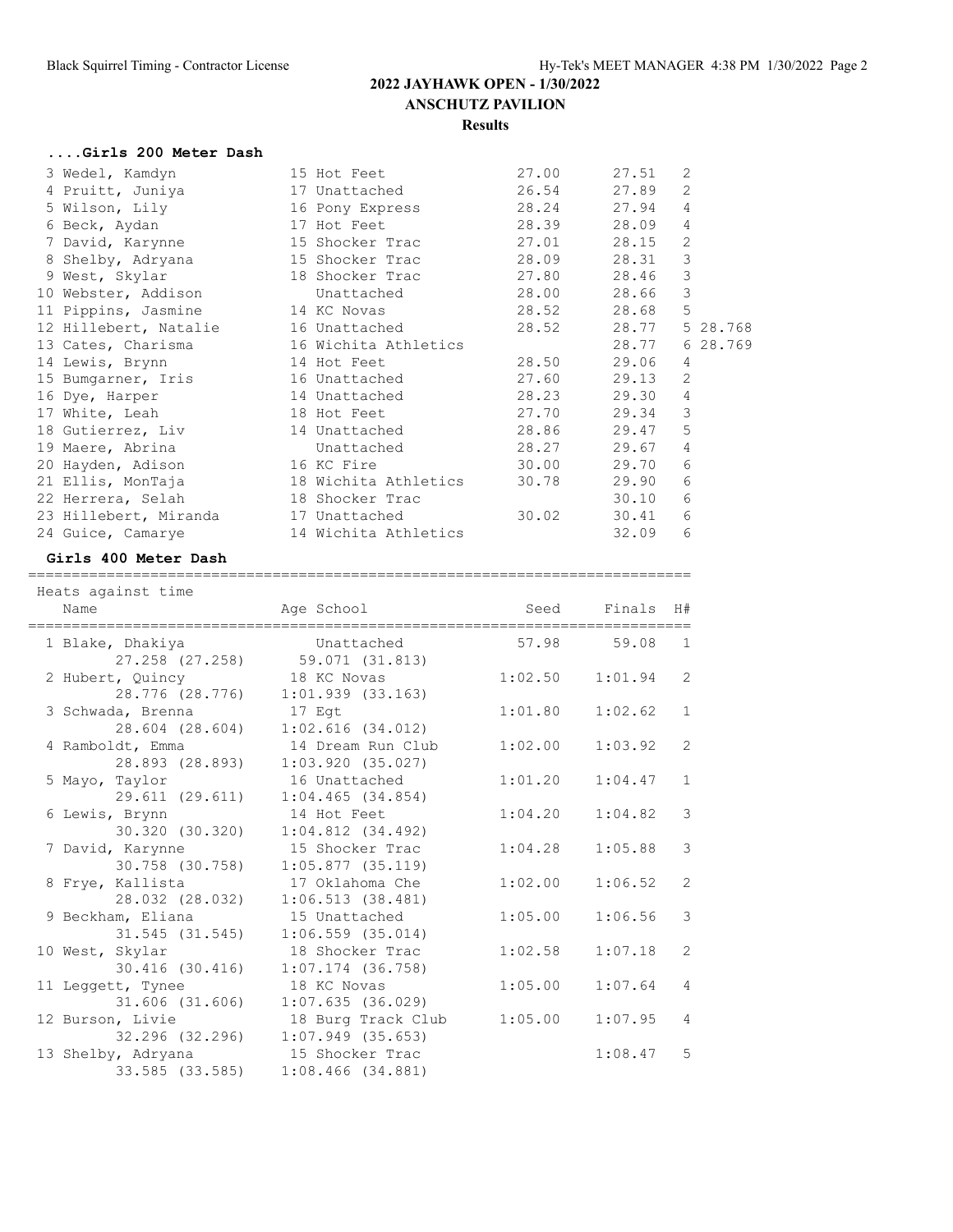## 2022 JAYHAWK OPEN - 1/30/2022

## ANSCHUTZ PAVILION

### Results

#### ....Girls 200 Meter Dash

| | Name | Age | School | Seed | Finals | H# | |
|---|---|---|---|---|---|---|---|
| 3 | Wedel, Kamdyn | 15 | Hot Feet | 27.00 | 27.51 | 2 | |
| 4 | Pruitt, Juniya | 17 | Unattached | 26.54 | 27.89 | 2 | |
| 5 | Wilson, Lily | 16 | Pony Express | 28.24 | 27.94 | 4 | |
| 6 | Beck, Aydan | 17 | Hot Feet | 28.39 | 28.09 | 4 | |
| 7 | David, Karynne | 15 | Shocker Trac | 27.01 | 28.15 | 2 | |
| 8 | Shelby, Adryana | 15 | Shocker Trac | 28.09 | 28.31 | 3 | |
| 9 | West, Skylar | 18 | Shocker Trac | 27.80 | 28.46 | 3 | |
| 10 | Webster, Addison | | Unattached | 28.00 | 28.66 | 3 | |
| 11 | Pippins, Jasmine | 14 | KC Novas | 28.52 | 28.68 | 5 | |
| 12 | Hillebert, Natalie | 16 | Unattached | 28.52 | 28.77 | 5 | 28.768 |
| 13 | Cates, Charisma | 16 | Wichita Athletics | | 28.77 | 6 | 28.769 |
| 14 | Lewis, Brynn | 14 | Hot Feet | 28.50 | 29.06 | 4 | |
| 15 | Bumgarner, Iris | 16 | Unattached | 27.60 | 29.13 | 2 | |
| 16 | Dye, Harper | 14 | Unattached | 28.23 | 29.30 | 4 | |
| 17 | White, Leah | 18 | Hot Feet | 27.70 | 29.34 | 3 | |
| 18 | Gutierrez, Liv | 14 | Unattached | 28.86 | 29.47 | 5 | |
| 19 | Maere, Abrina | | Unattached | 28.27 | 29.67 | 4 | |
| 20 | Hayden, Adison | 16 | KC Fire | 30.00 | 29.70 | 6 | |
| 21 | Ellis, MonTaja | 18 | Wichita Athletics | 30.78 | 29.90 | 6 | |
| 22 | Herrera, Selah | 18 | Shocker Trac | | 30.10 | 6 | |
| 23 | Hillebert, Miranda | 17 | Unattached | 30.02 | 30.41 | 6 | |
| 24 | Guice, Camarye | 14 | Wichita Athletics | | 32.09 | 6 | |

#### Girls 400 Meter Dash

Heats against time

| | Name | Age | School | Seed | Finals | H# |
|---|---|---|---|---|---|---|
| 1 | Blake, Dhakiya | | Unattached | 57.98 | 59.08 | 1 |
| | 27.258 (27.258) | | 59.071 (31.813) | | | |
| 2 | Hubert, Quincy | 18 | KC Novas | 1:02.50 | 1:01.94 | 2 |
| | 28.776 (28.776) | | 1:01.939 (33.163) | | | |
| 3 | Schwada, Brenna | 17 | Egt | 1:01.80 | 1:02.62 | 1 |
| | 28.604 (28.604) | | 1:02.616 (34.012) | | | |
| 4 | Ramboldt, Emma | 14 | Dream Run Club | 1:02.00 | 1:03.92 | 2 |
| | 28.893 (28.893) | | 1:03.920 (35.027) | | | |
| 5 | Mayo, Taylor | 16 | Unattached | 1:01.20 | 1:04.47 | 1 |
| | 29.611 (29.611) | | 1:04.465 (34.854) | | | |
| 6 | Lewis, Brynn | 14 | Hot Feet | 1:04.20 | 1:04.82 | 3 |
| | 30.320 (30.320) | | 1:04.812 (34.492) | | | |
| 7 | David, Karynne | 15 | Shocker Trac | 1:04.28 | 1:05.88 | 3 |
| | 30.758 (30.758) | | 1:05.877 (35.119) | | | |
| 8 | Frye, Kallista | 17 | Oklahoma Che | 1:02.00 | 1:06.52 | 2 |
| | 28.032 (28.032) | | 1:06.513 (38.481) | | | |
| 9 | Beckham, Eliana | 15 | Unattached | 1:05.00 | 1:06.56 | 3 |
| | 31.545 (31.545) | | 1:06.559 (35.014) | | | |
| 10 | West, Skylar | 18 | Shocker Trac | 1:02.58 | 1:07.18 | 2 |
| | 30.416 (30.416) | | 1:07.174 (36.758) | | | |
| 11 | Leggett, Tynee | 18 | KC Novas | 1:05.00 | 1:07.64 | 4 |
| | 31.606 (31.606) | | 1:07.635 (36.029) | | | |
| 12 | Burson, Livie | 18 | Burg Track Club | 1:05.00 | 1:07.95 | 4 |
| | 32.296 (32.296) | | 1:07.949 (35.653) | | | |
| 13 | Shelby, Adryana | 15 | Shocker Trac | | 1:08.47 | 5 |
| | 33.585 (33.585) | | 1:08.466 (34.881) | | | |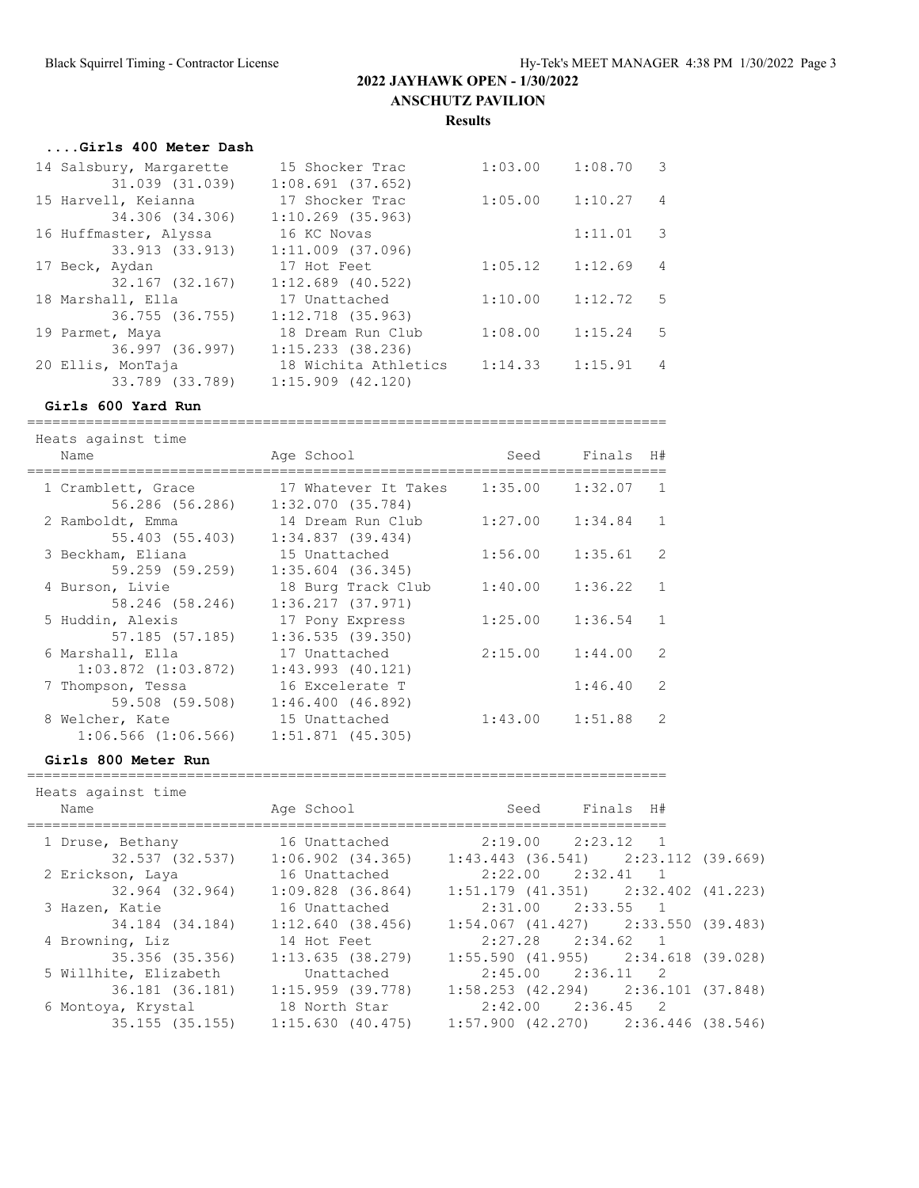# 2022 JAYHAWK OPEN - 1/30/2022

## ANSCHUTZ PAVILION

### Results

#### ....Girls 400 Meter Dash

| Place | Name | Age | School | Seed | Finals | H# |
|---|---|---|---|---|---|---|
| 14 | Salsbury, Margarette | 15 | Shocker Trac | 1:03.00 | 1:08.70 | 3 |
| | 31.039 (31.039) | | 1:08.691 (37.652) | | | |
| 15 | Harvell, Keianna | 17 | Shocker Trac | 1:05.00 | 1:10.27 | 4 |
| | 34.306 (34.306) | | 1:10.269 (35.963) | | | |
| 16 | Huffmaster, Alyssa | 16 | KC Novas | | 1:11.01 | 3 |
| | 33.913 (33.913) | | 1:11.009 (37.096) | | | |
| 17 | Beck, Aydan | 17 | Hot Feet | 1:05.12 | 1:12.69 | 4 |
| | 32.167 (32.167) | | 1:12.689 (40.522) | | | |
| 18 | Marshall, Ella | 17 | Unattached | 1:10.00 | 1:12.72 | 5 |
| | 36.755 (36.755) | | 1:12.718 (35.963) | | | |
| 19 | Parmet, Maya | 18 | Dream Run Club | 1:08.00 | 1:15.24 | 5 |
| | 36.997 (36.997) | | 1:15.233 (38.236) | | | |
| 20 | Ellis, MonTaja | 18 | Wichita Athletics | 1:14.33 | 1:15.91 | 4 |
| | 33.789 (33.789) | | 1:15.909 (42.120) | | | |

#### Girls 600 Yard Run

Heats against time

| Place | Name | Age | School | Seed | Finals | H# |
|---|---|---|---|---|---|---|
| 1 | Cramblett, Grace | 17 | Whatever It Takes | 1:35.00 | 1:32.07 | 1 |
| | 56.286 (56.286) | | 1:32.070 (35.784) | | | |
| 2 | Ramboldt, Emma | 14 | Dream Run Club | 1:27.00 | 1:34.84 | 1 |
| | 55.403 (55.403) | | 1:34.837 (39.434) | | | |
| 3 | Beckham, Eliana | 15 | Unattached | 1:56.00 | 1:35.61 | 2 |
| | 59.259 (59.259) | | 1:35.604 (36.345) | | | |
| 4 | Burson, Livie | 18 | Burg Track Club | 1:40.00 | 1:36.22 | 1 |
| | 58.246 (58.246) | | 1:36.217 (37.971) | | | |
| 5 | Huddin, Alexis | 17 | Pony Express | 1:25.00 | 1:36.54 | 1 |
| | 57.185 (57.185) | | 1:36.535 (39.350) | | | |
| 6 | Marshall, Ella | 17 | Unattached | 2:15.00 | 1:44.00 | 2 |
| | 1:03.872 (1:03.872) | | 1:43.993 (40.121) | | | |
| 7 | Thompson, Tessa | 16 | Excelerate T | | 1:46.40 | 2 |
| | 59.508 (59.508) | | 1:46.400 (46.892) | | | |
| 8 | Welcher, Kate | 15 | Unattached | 1:43.00 | 1:51.88 | 2 |
| | 1:06.566 (1:06.566) | | 1:51.871 (45.305) | | | |

#### Girls 800 Meter Run

Heats against time

| Place | Name | Age | School | Seed | Finals | H# | | |
|---|---|---|---|---|---|---|---|---|
| 1 | Druse, Bethany | 16 | Unattached | 2:19.00 | 2:23.12 | 1 | | |
| | 32.537 (32.537) | | 1:06.902 (34.365) | | | | 1:43.443 (36.541) | 2:23.112 (39.669) |
| 2 | Erickson, Laya | 16 | Unattached | 2:22.00 | 2:32.41 | 1 | | |
| | 32.964 (32.964) | | 1:09.828 (36.864) | | | | 1:51.179 (41.351) | 2:32.402 (41.223) |
| 3 | Hazen, Katie | 16 | Unattached | 2:31.00 | 2:33.55 | 1 | | |
| | 34.184 (34.184) | | 1:12.640 (38.456) | | | | 1:54.067 (41.427) | 2:33.550 (39.483) |
| 4 | Browning, Liz | 14 | Hot Feet | 2:27.28 | 2:34.62 | 1 | | |
| | 35.356 (35.356) | | 1:13.635 (38.279) | | | | 1:55.590 (41.955) | 2:34.618 (39.028) |
| 5 | Willhite, Elizabeth | | Unattached | 2:45.00 | 2:36.11 | 2 | | |
| | 36.181 (36.181) | | 1:15.959 (39.778) | | | | 1:58.253 (42.294) | 2:36.101 (37.848) |
| 6 | Montoya, Krystal | 18 | North Star | 2:42.00 | 2:36.45 | 2 | | |
| | 35.155 (35.155) | | 1:15.630 (40.475) | | | | 1:57.900 (42.270) | 2:36.446 (38.546) |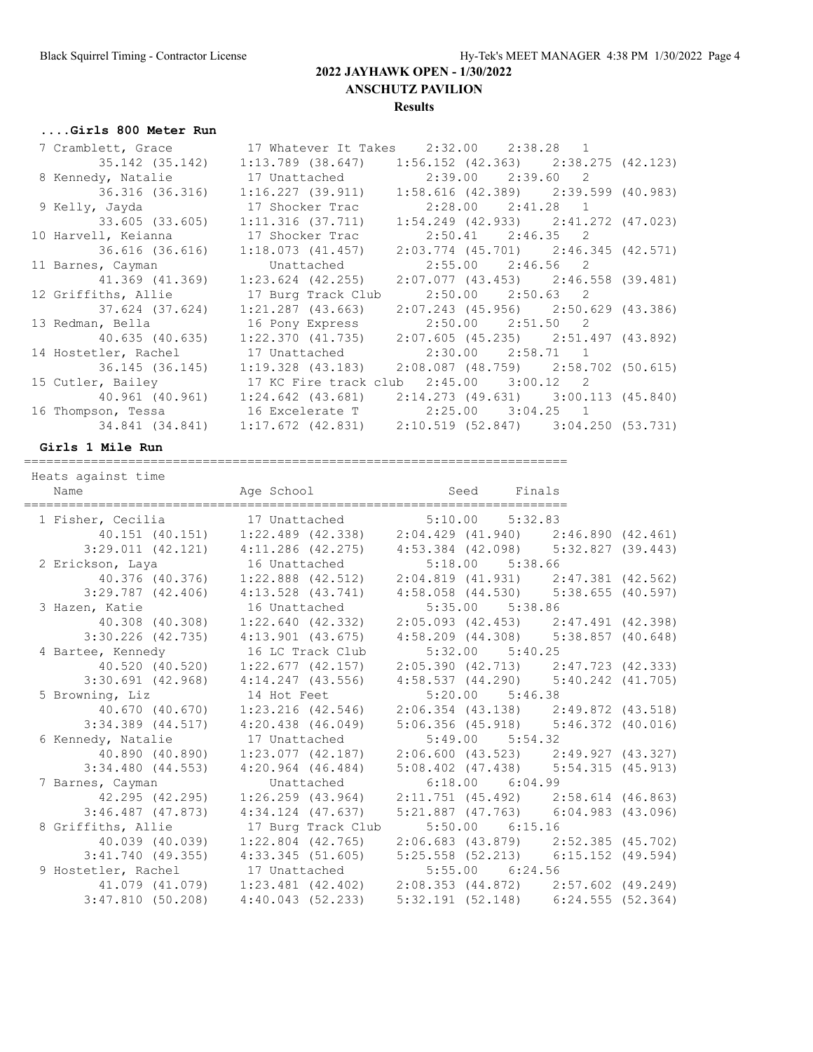# 2022 JAYHAWK OPEN - 1/30/2022

## ANSCHUTZ PAVILION

### Results

#### ....Girls 800 Meter Run

| Place | Name | Age | School | Seed | Finals | H# |
|---|---|---|---|---|---|---|
| 7 | Cramblett, Grace | 17 | Whatever It Takes | 2:32.00 | 2:38.28 | 1 |
| | 35.142 (35.142) | 1:13.789 (38.647) | 1:56.152 (42.363) | 2:38.275 (42.123) | | |
| 8 | Kennedy, Natalie | 17 | Unattached | 2:39.00 | 2:39.60 | 2 |
| | 36.316 (36.316) | 1:16.227 (39.911) | 1:58.616 (42.389) | 2:39.599 (40.983) | | |
| 9 | Kelly, Jayda | 17 | Shocker Trac | 2:28.00 | 2:41.28 | 1 |
| | 33.605 (33.605) | 1:11.316 (37.711) | 1:54.249 (42.933) | 2:41.272 (47.023) | | |
| 10 | Harvell, Keianna | 17 | Shocker Trac | 2:50.41 | 2:46.35 | 2 |
| | 36.616 (36.616) | 1:18.073 (41.457) | 2:03.774 (45.701) | 2:46.345 (42.571) | | |
| 11 | Barnes, Cayman | | Unattached | 2:55.00 | 2:46.56 | 2 |
| | 41.369 (41.369) | 1:23.624 (42.255) | 2:07.077 (43.453) | 2:46.558 (39.481) | | |
| 12 | Griffiths, Allie | 17 | Burg Track Club | 2:50.00 | 2:50.63 | 2 |
| | 37.624 (37.624) | 1:21.287 (43.663) | 2:07.243 (45.956) | 2:50.629 (43.386) | | |
| 13 | Redman, Bella | 16 | Pony Express | 2:50.00 | 2:51.50 | 2 |
| | 40.635 (40.635) | 1:22.370 (41.735) | 2:07.605 (45.235) | 2:51.497 (43.892) | | |
| 14 | Hostetler, Rachel | 17 | Unattached | 2:30.00 | 2:58.71 | 1 |
| | 36.145 (36.145) | 1:19.328 (43.183) | 2:08.087 (48.759) | 2:58.702 (50.615) | | |
| 15 | Cutler, Bailey | 17 | KC Fire track club | 2:45.00 | 3:00.12 | 2 |
| | 40.961 (40.961) | 1:24.642 (43.681) | 2:14.273 (49.631) | 3:00.113 (45.840) | | |
| 16 | Thompson, Tessa | 16 | Excelerate T | 2:25.00 | 3:04.25 | 1 |
| | 34.841 (34.841) | 1:17.672 (42.831) | 2:10.519 (52.847) | 3:04.250 (53.731) | | |

#### Girls 1 Mile Run

Heats against time

| Place | Name | Age | School | Seed | Finals |
|---|---|---|---|---|---|
| 1 | Fisher, Cecilia | 17 | Unattached | 5:10.00 | 5:32.83 |
| | 40.151 (40.151) | 1:22.489 (42.338) | 2:04.429 (41.940) | 2:46.890 (42.461) | |
| | 3:29.011 (42.121) | 4:11.286 (42.275) | 4:53.384 (42.098) | 5:32.827 (39.443) | |
| 2 | Erickson, Laya | 16 | Unattached | 5:18.00 | 5:38.66 |
| | 40.376 (40.376) | 1:22.888 (42.512) | 2:04.819 (41.931) | 2:47.381 (42.562) | |
| | 3:29.787 (42.406) | 4:13.528 (43.741) | 4:58.058 (44.530) | 5:38.655 (40.597) | |
| 3 | Hazen, Katie | 16 | Unattached | 5:35.00 | 5:38.86 |
| | 40.308 (40.308) | 1:22.640 (42.332) | 2:05.093 (42.453) | 2:47.491 (42.398) | |
| | 3:30.226 (42.735) | 4:13.901 (43.675) | 4:58.209 (44.308) | 5:38.857 (40.648) | |
| 4 | Bartee, Kennedy | 16 | LC Track Club | 5:32.00 | 5:40.25 |
| | 40.520 (40.520) | 1:22.677 (42.157) | 2:05.390 (42.713) | 2:47.723 (42.333) | |
| | 3:30.691 (42.968) | 4:14.247 (43.556) | 4:58.537 (44.290) | 5:40.242 (41.705) | |
| 5 | Browning, Liz | 14 | Hot Feet | 5:20.00 | 5:46.38 |
| | 40.670 (40.670) | 1:23.216 (42.546) | 2:06.354 (43.138) | 2:49.872 (43.518) | |
| | 3:34.389 (44.517) | 4:20.438 (46.049) | 5:06.356 (45.918) | 5:46.372 (40.016) | |
| 6 | Kennedy, Natalie | 17 | Unattached | 5:49.00 | 5:54.32 |
| | 40.890 (40.890) | 1:23.077 (42.187) | 2:06.600 (43.523) | 2:49.927 (43.327) | |
| | 3:34.480 (44.553) | 4:20.964 (46.484) | 5:08.402 (47.438) | 5:54.315 (45.913) | |
| 7 | Barnes, Cayman | | Unattached | 6:18.00 | 6:04.99 |
| | 42.295 (42.295) | 1:26.259 (43.964) | 2:11.751 (45.492) | 2:58.614 (46.863) | |
| | 3:46.487 (47.873) | 4:34.124 (47.637) | 5:21.887 (47.763) | 6:04.983 (43.096) | |
| 8 | Griffiths, Allie | 17 | Burg Track Club | 5:50.00 | 6:15.16 |
| | 40.039 (40.039) | 1:22.804 (42.765) | 2:06.683 (43.879) | 2:52.385 (45.702) | |
| | 3:41.740 (49.355) | 4:33.345 (51.605) | 5:25.558 (52.213) | 6:15.152 (49.594) | |
| 9 | Hostetler, Rachel | 17 | Unattached | 5:55.00 | 6:24.56 |
| | 41.079 (41.079) | 1:23.481 (42.402) | 2:08.353 (44.872) | 2:57.602 (49.249) | |
| | 3:47.810 (50.208) | 4:40.043 (52.233) | 5:32.191 (52.148) | 6:24.555 (52.364) | |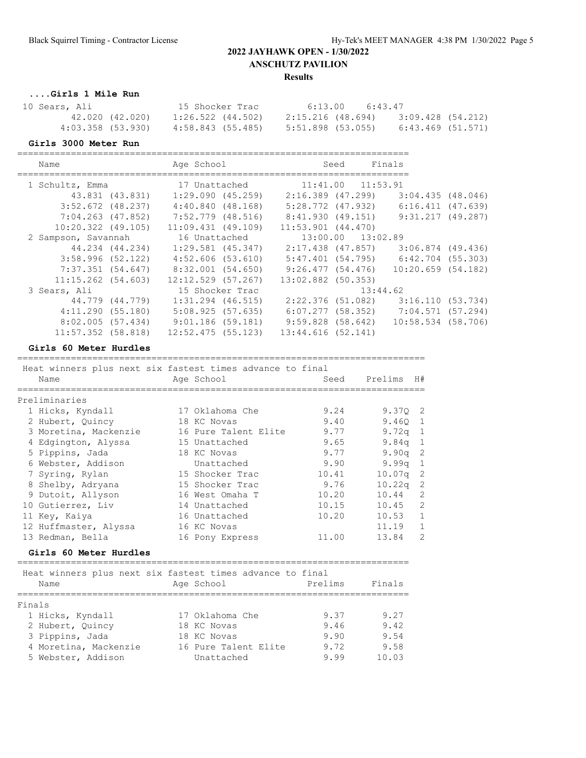**2022 JAYHAWK OPEN - 1/30/2022**

**ANSCHUTZ PAVILION**

**Results**

### ....Girls 1 Mile Run

| Name | Age | School | Seed | Finals |
|---|---|---|---|---|
| 10 Sears, Ali | 15 | Shocker Trac | 6:13.00 | 6:43.47 |

42.020 (42.020) 1:26.522 (44.502) 2:15.216 (48.694) 3:09.428 (54.212)
4:03.358 (53.930) 4:58.843 (55.485) 5:51.898 (53.055) 6:43.469 (51.571)

### Girls 3000 Meter Run

| Name | Age | School | Seed | Finals |
|---|---|---|---|---|
| 1 Schultz, Emma | 17 | Unattached | 11:41.00 | 11:53.91 |

43.831 (43.831) 1:29.090 (45.259) 2:16.389 (47.299) 3:04.435 (48.046)
3:52.672 (48.237) 4:40.840 (48.168) 5:28.772 (47.932) 6:16.411 (47.639)
7:04.263 (47.852) 7:52.779 (48.516) 8:41.930 (49.151) 9:31.217 (49.287)
10:20.322 (49.105) 11:09.431 (49.109) 11:53.901 (44.470)

| Name | Age | School | Seed | Finals |
|---|---|---|---|---|
| 2 Sampson, Savannah | 16 | Unattached | 13:00.00 | 13:02.89 |

44.234 (44.234) 1:29.581 (45.347) 2:17.438 (47.857) 3:06.874 (49.436)
3:58.996 (52.122) 4:52.606 (53.610) 5:47.401 (54.795) 6:42.704 (55.303)
7:37.351 (54.647) 8:32.001 (54.650) 9:26.477 (54.476) 10:20.659 (54.182)
11:15.262 (54.603) 12:12.529 (57.267) 13:02.882 (50.353)

| Name | Age | School | Seed | Finals |
|---|---|---|---|---|
| 3 Sears, Ali | 15 | Shocker Trac | | 13:44.62 |

44.779 (44.779) 1:31.294 (46.515) 2:22.376 (51.082) 3:16.110 (53.734)
4:11.290 (55.180) 5:08.925 (57.635) 6:07.277 (58.352) 7:04.571 (57.294)
8:02.005 (57.434) 9:01.186 (59.181) 9:59.828 (58.642) 10:58.534 (58.706)
11:57.352 (58.818) 12:52.475 (55.123) 13:44.616 (52.141)

### Girls 60 Meter Hurdles

Heat winners plus next six fastest times advance to final

Preliminaries

| Name | Age | School | Seed | Prelims | H# |
|---|---|---|---|---|---|
| 1 Hicks, Kyndall | 17 | Oklahoma Che | 9.24 | 9.37Q | 2 |
| 2 Hubert, Quincy | 18 | KC Novas | 9.40 | 9.46Q | 1 |
| 3 Moretina, Mackenzie | 16 | Pure Talent Elite | 9.77 | 9.72q | 1 |
| 4 Edgington, Alyssa | 15 | Unattached | 9.65 | 9.84q | 1 |
| 5 Pippins, Jada | 18 | KC Novas | 9.77 | 9.90q | 2 |
| 6 Webster, Addison | | Unattached | 9.90 | 9.99q | 1 |
| 7 Syring, Rylan | 15 | Shocker Trac | 10.41 | 10.07q | 2 |
| 8 Shelby, Adryana | 15 | Shocker Trac | 9.76 | 10.22q | 2 |
| 9 Dutoit, Allyson | 16 | West Omaha T | 10.20 | 10.44 | 2 |
| 10 Gutierrez, Liv | 14 | Unattached | 10.15 | 10.45 | 2 |
| 11 Key, Kaiya | 16 | Unattached | 10.20 | 10.53 | 1 |
| 12 Huffmaster, Alyssa | 16 | KC Novas | | 11.19 | 1 |
| 13 Redman, Bella | 16 | Pony Express | 11.00 | 13.84 | 2 |

### Girls 60 Meter Hurdles

Heat winners plus next six fastest times advance to final

Finals

| Name | Age | School | Prelims | Finals |
|---|---|---|---|---|
| 1 Hicks, Kyndall | 17 | Oklahoma Che | 9.37 | 9.27 |
| 2 Hubert, Quincy | 18 | KC Novas | 9.46 | 9.42 |
| 3 Pippins, Jada | 18 | KC Novas | 9.90 | 9.54 |
| 4 Moretina, Mackenzie | 16 | Pure Talent Elite | 9.72 | 9.58 |
| 5 Webster, Addison | | Unattached | 9.99 | 10.03 |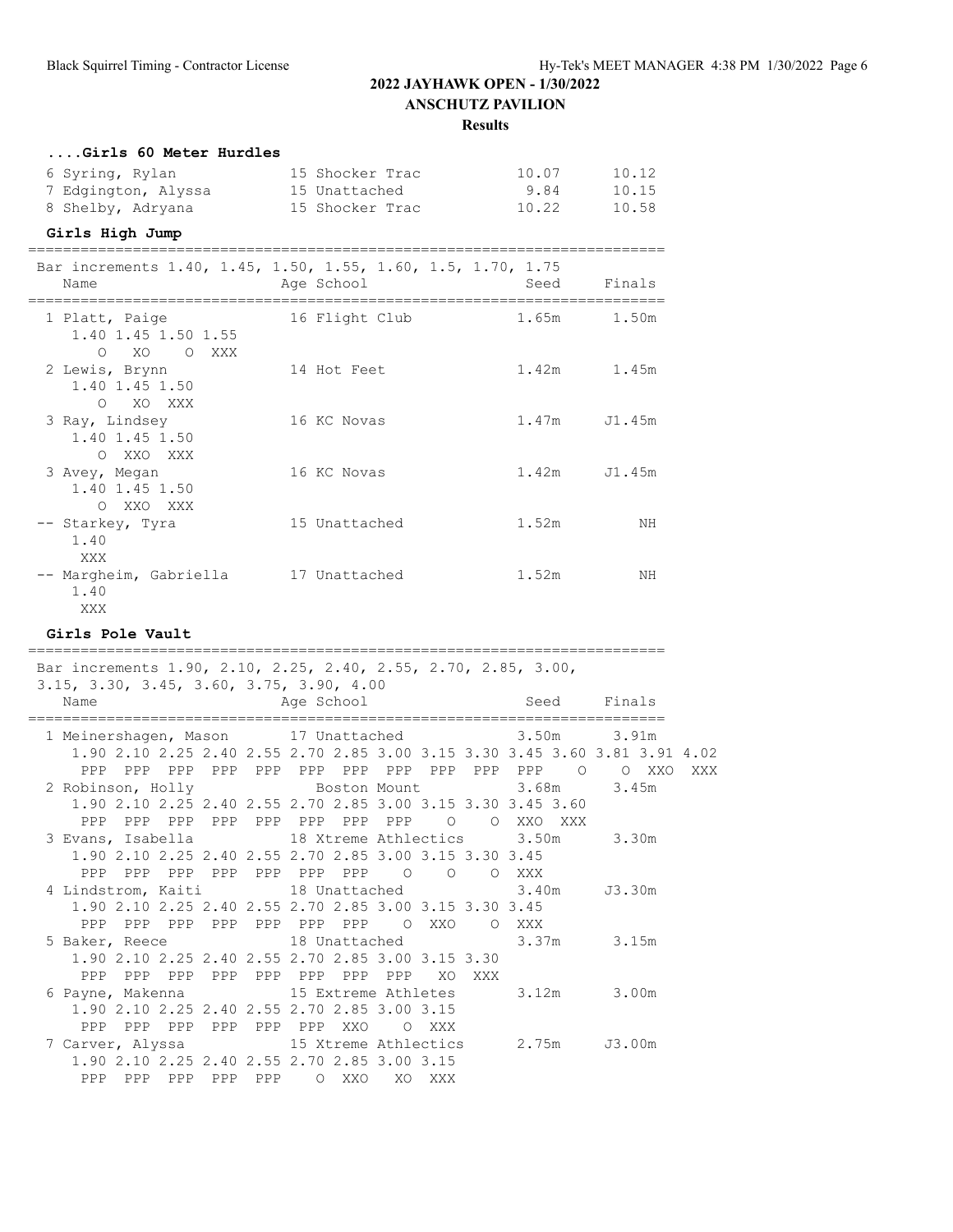#### ....Girls 60 Meter Hurdles

| | | | | |
|---|---|---|---|---|
| 6 | Syring, Rylan | 15 Shocker Trac | 10.07 | 10.12 |
| 7 | Edgington, Alyssa | 15 Unattached | 9.84 | 10.15 |
| 8 | Shelby, Adryana | 15 Shocker Trac | 10.22 | 10.58 |

#### Girls High Jump

Bar increments 1.40, 1.45, 1.50, 1.55, 1.60, 1.5, 1.70, 1.75

| Name | Age School | Seed | Finals |
|---|---|---|---|
| 1 Platt, Paige | 16 Flight Club | 1.65m | 1.50m |
| 1.40 1.45 1.50 1.55 / O XO O XXX | | | |
| 2 Lewis, Brynn | 14 Hot Feet | 1.42m | 1.45m |
| 1.40 1.45 1.50 / O XO XXX | | | |
| 3 Ray, Lindsey | 16 KC Novas | 1.47m | J1.45m |
| 1.40 1.45 1.50 / O XXO XXX | | | |
| 3 Avey, Megan | 16 KC Novas | 1.42m | J1.45m |
| 1.40 1.45 1.50 / O XXO XXX | | | |
| -- Starkey, Tyra | 15 Unattached | 1.52m | NH |
| 1.40 / XXX | | | |
| -- Margheim, Gabriella | 17 Unattached | 1.52m | NH |
| 1.40 / XXX | | | |

#### Girls Pole Vault

Bar increments 1.90, 2.10, 2.25, 2.40, 2.55, 2.70, 2.85, 3.00, 3.15, 3.30, 3.45, 3.60, 3.75, 3.90, 4.00

| Name | Age School | Seed | Finals |
|---|---|---|---|
| 1 Meinershagen, Mason | 17 Unattached | 3.50m | 3.91m |
| 1.90 2.10 2.25 2.40 2.55 2.70 2.85 3.00 3.15 3.30 3.45 3.60 3.81 3.91 4.02 / PPP PPP PPP PPP PPP PPP PPP PPP PPP PPP PPP O O XXO XXX | | | |
| 2 Robinson, Holly | Boston Mount | 3.68m | 3.45m |
| 1.90 2.10 2.25 2.40 2.55 2.70 2.85 3.00 3.15 3.30 3.45 3.60 / PPP PPP PPP PPP PPP PPP PPP PPP O O XXO XXX | | | |
| 3 Evans, Isabella | 18 Xtreme Athlectics | 3.50m | 3.30m |
| 1.90 2.10 2.25 2.40 2.55 2.70 2.85 3.00 3.15 3.30 3.45 / PPP PPP PPP PPP PPP PPP PPP O O O XXX | | | |
| 4 Lindstrom, Kaiti | 18 Unattached | 3.40m | J3.30m |
| 1.90 2.10 2.25 2.40 2.55 2.70 2.85 3.00 3.15 3.30 3.45 / PPP PPP PPP PPP PPP PPP PPP O XXO O XXX | | | |
| 5 Baker, Reece | 18 Unattached | 3.37m | 3.15m |
| 1.90 2.10 2.25 2.40 2.55 2.70 2.85 3.00 3.15 3.30 / PPP PPP PPP PPP PPP PPP PPP PPP XO XXX | | | |
| 6 Payne, Makenna | 15 Extreme Athletes | 3.12m | 3.00m |
| 1.90 2.10 2.25 2.40 2.55 2.70 2.85 3.00 3.15 / PPP PPP PPP PPP PPP PPP XXO O XXX | | | |
| 7 Carver, Alyssa | 15 Xtreme Athlectics | 2.75m | J3.00m |
| 1.90 2.10 2.25 2.40 2.55 2.70 2.85 3.00 3.15 / PPP PPP PPP PPP PPP O XXO XO XXX | | | |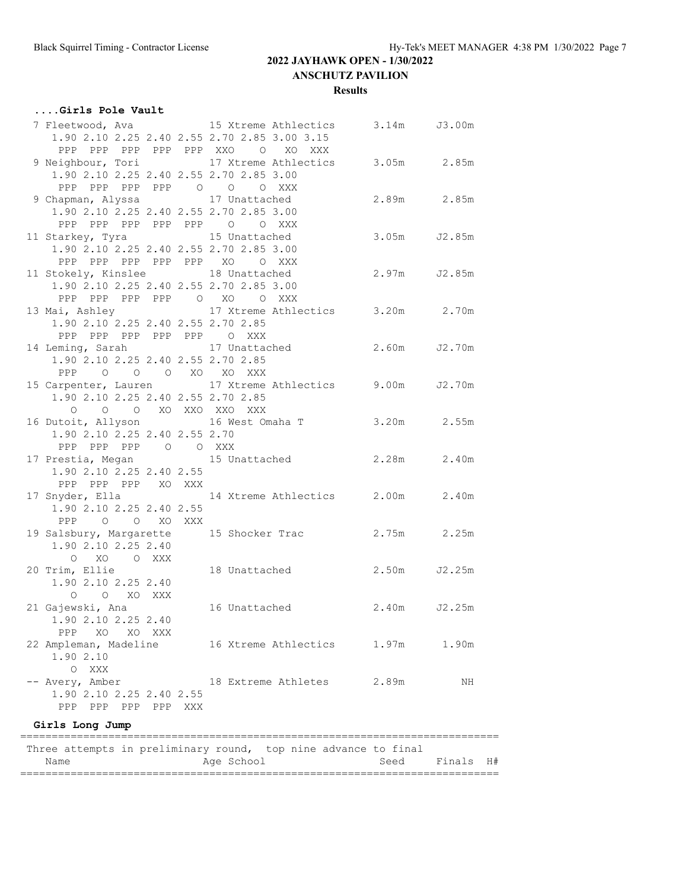**2022 JAYHAWK OPEN - 1/30/2022**

**ANSCHUTZ PAVILION**

**Results**

### ....Girls Pole Vault

```
  7 Fleetwood, Ava             15 Xtreme Athlectics       3.14m      J3.00m 
     1.90 2.10 2.25 2.40 2.55 2.70 2.85 3.00 3.15
      PPP  PPP  PPP  PPP  PPP  XXO    O   XO  XXX 
  9 Neighbour, Tori            17 Xtreme Athlectics       3.05m       2.85m 
     1.90 2.10 2.25 2.40 2.55 2.70 2.85 3.00
      PPP  PPP  PPP  PPP    O    O    O  XXX 
  9 Chapman, Alyssa            17 Unattached              2.89m       2.85m 
     1.90 2.10 2.25 2.40 2.55 2.70 2.85 3.00
      PPP  PPP  PPP  PPP  PPP    O    O  XXX 
 11 Starkey, Tyra              15 Unattached              3.05m      J2.85m 
     1.90 2.10 2.25 2.40 2.55 2.70 2.85 3.00
      PPP  PPP  PPP  PPP  PPP   XO    O  XXX 
 11 Stokely, Kinslee           18 Unattached              2.97m      J2.85m 
     1.90 2.10 2.25 2.40 2.55 2.70 2.85 3.00
      PPP  PPP  PPP  PPP    O   XO    O  XXX 
 13 Mai, Ashley                17 Xtreme Athlectics       3.20m       2.70m 
     1.90 2.10 2.25 2.40 2.55 2.70 2.85
      PPP  PPP  PPP  PPP  PPP    O  XXX 
 14 Leming, Sarah              17 Unattached              2.60m      J2.70m 
     1.90 2.10 2.25 2.40 2.55 2.70 2.85
      PPP    O    O    O   XO   XO  XXX 
 15 Carpenter, Lauren          17 Xtreme Athlectics       9.00m      J2.70m 
     1.90 2.10 2.25 2.40 2.55 2.70 2.85
        O    O    O   XO  XXO  XXO  XXX 
 16 Dutoit, Allyson            16 West Omaha T            3.20m       2.55m 
     1.90 2.10 2.25 2.40 2.55 2.70
      PPP  PPP  PPP    O    O  XXX 
 17 Prestia, Megan             15 Unattached              2.28m       2.40m 
     1.90 2.10 2.25 2.40 2.55
      PPP  PPP  PPP   XO  XXX 
 17 Snyder, Ella               14 Xtreme Athlectics       2.00m       2.40m 
     1.90 2.10 2.25 2.40 2.55
      PPP    O    O   XO  XXX 
 19 Salsbury, Margarette       15 Shocker Trac            2.75m       2.25m 
     1.90 2.10 2.25 2.40
        O   XO    O  XXX 
 20 Trim, Ellie                18 Unattached              2.50m      J2.25m 
     1.90 2.10 2.25 2.40
        O    O   XO  XXX 
 21 Gajewski, Ana              16 Unattached              2.40m      J2.25m 
     1.90 2.10 2.25 2.40
      PPP   XO   XO  XXX 
 22 Ampleman, Madeline         16 Xtreme Athlectics       1.97m       1.90m 
     1.90 2.10
        O  XXX 
 -- Avery, Amber               18 Extreme Athletes        2.89m          NH 
     1.90 2.10 2.25 2.40 2.55
      PPP  PPP  PPP  PPP  XXX 
```

### Girls Long Jump

```
=========================================================================
 Three attempts in preliminary round,  top nine advance to final
    Name                    Age School                  Seed    Finals  H# 
=========================================================================
```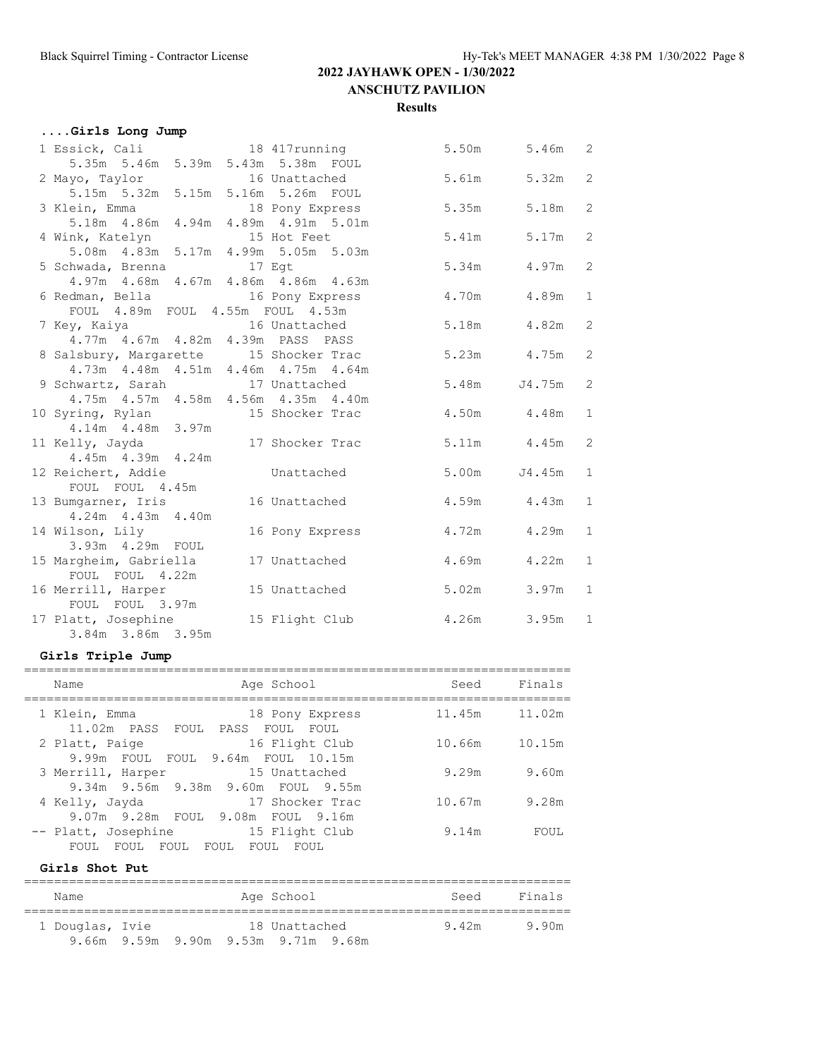**2022 JAYHAWK OPEN - 1/30/2022**

**ANSCHUTZ PAVILION**

**Results**

### ....Girls Long Jump

| | Name | Age | School | Seed | Finals | H# |
|---|---|---|---|---|---|---|
| 1 | Essick, Cali | 18 | 417running | 5.50m | 5.46m | 2 |
| | 5.35m 5.46m 5.39m 5.43m 5.38m FOUL | | | | | |
| 2 | Mayo, Taylor | 16 | Unattached | 5.61m | 5.32m | 2 |
| | 5.15m 5.32m 5.15m 5.16m 5.26m FOUL | | | | | |
| 3 | Klein, Emma | 18 | Pony Express | 5.35m | 5.18m | 2 |
| | 5.18m 4.86m 4.94m 4.89m 4.91m 5.01m | | | | | |
| 4 | Wink, Katelyn | 15 | Hot Feet | 5.41m | 5.17m | 2 |
| | 5.08m 4.83m 5.17m 4.99m 5.05m 5.03m | | | | | |
| 5 | Schwada, Brenna | 17 | Egt | 5.34m | 4.97m | 2 |
| | 4.97m 4.68m 4.67m 4.86m 4.86m 4.63m | | | | | |
| 6 | Redman, Bella | 16 | Pony Express | 4.70m | 4.89m | 1 |
| | FOUL 4.89m FOUL 4.55m FOUL 4.53m | | | | | |
| 7 | Key, Kaiya | 16 | Unattached | 5.18m | 4.82m | 2 |
| | 4.77m 4.67m 4.82m 4.39m PASS PASS | | | | | |
| 8 | Salsbury, Margarette | 15 | Shocker Trac | 5.23m | 4.75m | 2 |
| | 4.73m 4.48m 4.51m 4.46m 4.75m 4.64m | | | | | |
| 9 | Schwartz, Sarah | 17 | Unattached | 5.48m | J4.75m | 2 |
| | 4.75m 4.57m 4.58m 4.56m 4.35m 4.40m | | | | | |
| 10 | Syring, Rylan | 15 | Shocker Trac | 4.50m | 4.48m | 1 |
| | 4.14m 4.48m 3.97m | | | | | |
| 11 | Kelly, Jayda | 17 | Shocker Trac | 5.11m | 4.45m | 2 |
| | 4.45m 4.39m 4.24m | | | | | |
| 12 | Reichert, Addie | | Unattached | 5.00m | J4.45m | 1 |
| | FOUL FOUL 4.45m | | | | | |
| 13 | Bumgarner, Iris | 16 | Unattached | 4.59m | 4.43m | 1 |
| | 4.24m 4.43m 4.40m | | | | | |
| 14 | Wilson, Lily | 16 | Pony Express | 4.72m | 4.29m | 1 |
| | 3.93m 4.29m FOUL | | | | | |
| 15 | Margheim, Gabriella | 17 | Unattached | 4.69m | 4.22m | 1 |
| | FOUL FOUL 4.22m | | | | | |
| 16 | Merrill, Harper | 15 | Unattached | 5.02m | 3.97m | 1 |
| | FOUL FOUL 3.97m | | | | | |
| 17 | Platt, Josephine | 15 | Flight Club | 4.26m | 3.95m | 1 |
| | 3.84m 3.86m 3.95m | | | | | |

### Girls Triple Jump

| | Name | Age | School | Seed | Finals |
|---|---|---|---|---|---|
| 1 | Klein, Emma | 18 | Pony Express | 11.45m | 11.02m |
| | 11.02m PASS FOUL PASS FOUL FOUL | | | | |
| 2 | Platt, Paige | 16 | Flight Club | 10.66m | 10.15m |
| | 9.99m FOUL FOUL 9.64m FOUL 10.15m | | | | |
| 3 | Merrill, Harper | 15 | Unattached | 9.29m | 9.60m |
| | 9.34m 9.56m 9.38m 9.60m FOUL 9.55m | | | | |
| 4 | Kelly, Jayda | 17 | Shocker Trac | 10.67m | 9.28m |
| | 9.07m 9.28m FOUL 9.08m FOUL 9.16m | | | | |
| -- | Platt, Josephine | 15 | Flight Club | 9.14m | FOUL |
| | FOUL FOUL FOUL FOUL FOUL FOUL | | | | |

### Girls Shot Put

| | Name | Age | School | Seed | Finals |
|---|---|---|---|---|---|
| 1 | Douglas, Ivie | 18 | Unattached | 9.42m | 9.90m |
| | 9.66m 9.59m 9.90m 9.53m 9.71m 9.68m | | | | |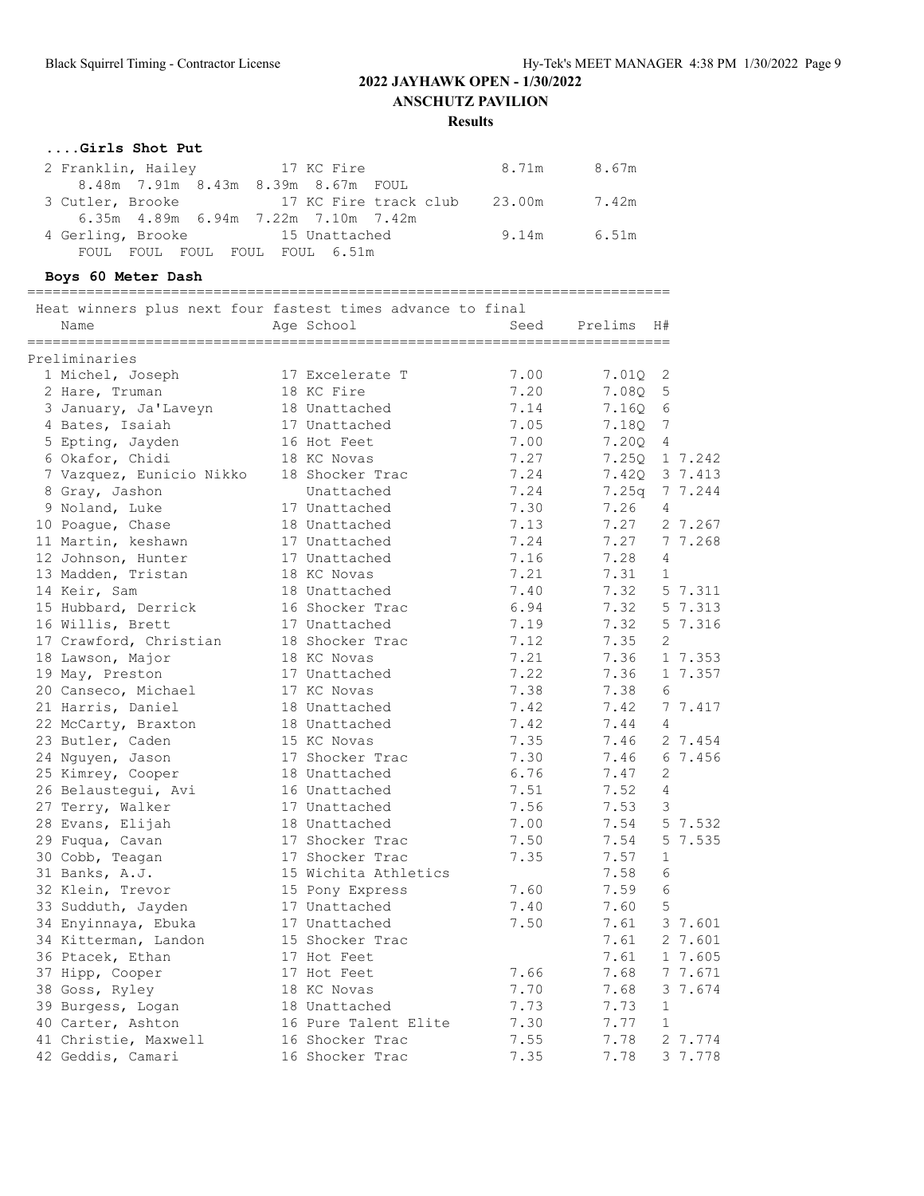## ....Girls Shot Put

| | | | | |
|---|---|---|---|---|
| 2 Franklin, Hailey | 17 KC Fire | 8.71m | 8.67m |
| | 8.48m 7.91m 8.43m 8.39m 8.67m FOUL | | | |
| 3 Cutler, Brooke | 17 KC Fire track club | 23.00m | 7.42m |
| | 6.35m 4.89m 6.94m 7.22m 7.10m 7.42m | | | |
| 4 Gerling, Brooke | 15 Unattached | 9.14m | 6.51m |
| | FOUL FOUL FOUL FOUL FOUL 6.51m | | | |

## Boys 60 Meter Dash

Heat winners plus next four fastest times advance to final

| Name | Age School | Seed | Prelims | H# | |
|---|---|---|---|---|---|
| **Preliminaries** | | | | | |
| 1 Michel, Joseph | 17 Excelerate T | 7.00 | 7.01Q | 2 | |
| 2 Hare, Truman | 18 KC Fire | 7.20 | 7.08Q | 5 | |
| 3 January, Ja'Laveyn | 18 Unattached | 7.14 | 7.16Q | 6 | |
| 4 Bates, Isaiah | 17 Unattached | 7.05 | 7.18Q | 7 | |
| 5 Epting, Jayden | 16 Hot Feet | 7.00 | 7.20Q | 4 | |
| 6 Okafor, Chidi | 18 KC Novas | 7.27 | 7.25Q | 1 | 7.242 |
| 7 Vazquez, Eunicio Nikko | 18 Shocker Trac | 7.24 | 7.42Q | 3 | 7.413 |
| 8 Gray, Jashon | Unattached | 7.24 | 7.25q | 7 | 7.244 |
| 9 Noland, Luke | 17 Unattached | 7.30 | 7.26 | 4 | |
| 10 Poague, Chase | 18 Unattached | 7.13 | 7.27 | 2 | 7.267 |
| 11 Martin, keshawn | 17 Unattached | 7.24 | 7.27 | 7 | 7.268 |
| 12 Johnson, Hunter | 17 Unattached | 7.16 | 7.28 | 4 | |
| 13 Madden, Tristan | 18 KC Novas | 7.21 | 7.31 | 1 | |
| 14 Keir, Sam | 18 Unattached | 7.40 | 7.32 | 5 | 7.311 |
| 15 Hubbard, Derrick | 16 Shocker Trac | 6.94 | 7.32 | 5 | 7.313 |
| 16 Willis, Brett | 17 Unattached | 7.19 | 7.32 | 5 | 7.316 |
| 17 Crawford, Christian | 18 Shocker Trac | 7.12 | 7.35 | 2 | |
| 18 Lawson, Major | 18 KC Novas | 7.21 | 7.36 | 1 | 7.353 |
| 19 May, Preston | 17 Unattached | 7.22 | 7.36 | 1 | 7.357 |
| 20 Canseco, Michael | 17 KC Novas | 7.38 | 7.38 | 6 | |
| 21 Harris, Daniel | 18 Unattached | 7.42 | 7.42 | 7 | 7.417 |
| 22 McCarty, Braxton | 18 Unattached | 7.42 | 7.44 | 4 | |
| 23 Butler, Caden | 15 KC Novas | 7.35 | 7.46 | 2 | 7.454 |
| 24 Nguyen, Jason | 17 Shocker Trac | 7.30 | 7.46 | 6 | 7.456 |
| 25 Kimrey, Cooper | 18 Unattached | 6.76 | 7.47 | 2 | |
| 26 Belaustegui, Avi | 16 Unattached | 7.51 | 7.52 | 4 | |
| 27 Terry, Walker | 17 Unattached | 7.56 | 7.53 | 3 | |
| 28 Evans, Elijah | 18 Unattached | 7.00 | 7.54 | 5 | 7.532 |
| 29 Fuqua, Cavan | 17 Shocker Trac | 7.50 | 7.54 | 5 | 7.535 |
| 30 Cobb, Teagan | 17 Shocker Trac | 7.35 | 7.57 | 1 | |
| 31 Banks, A.J. | 15 Wichita Athletics | | 7.58 | 6 | |
| 32 Klein, Trevor | 15 Pony Express | 7.60 | 7.59 | 6 | |
| 33 Sudduth, Jayden | 17 Unattached | 7.40 | 7.60 | 5 | |
| 34 Enyinnaya, Ebuka | 17 Unattached | 7.50 | 7.61 | 3 | 7.601 |
| 34 Kitterman, Landon | 15 Shocker Trac | | 7.61 | 2 | 7.601 |
| 36 Ptacek, Ethan | 17 Hot Feet | | 7.61 | 1 | 7.605 |
| 37 Hipp, Cooper | 17 Hot Feet | 7.66 | 7.68 | 7 | 7.671 |
| 38 Goss, Ryley | 18 KC Novas | 7.70 | 7.68 | 3 | 7.674 |
| 39 Burgess, Logan | 18 Unattached | 7.73 | 7.73 | 1 | |
| 40 Carter, Ashton | 16 Pure Talent Elite | 7.30 | 7.77 | 1 | |
| 41 Christie, Maxwell | 16 Shocker Trac | 7.55 | 7.78 | 2 | 7.774 |
| 42 Geddis, Camari | 16 Shocker Trac | 7.35 | 7.78 | 3 | 7.778 |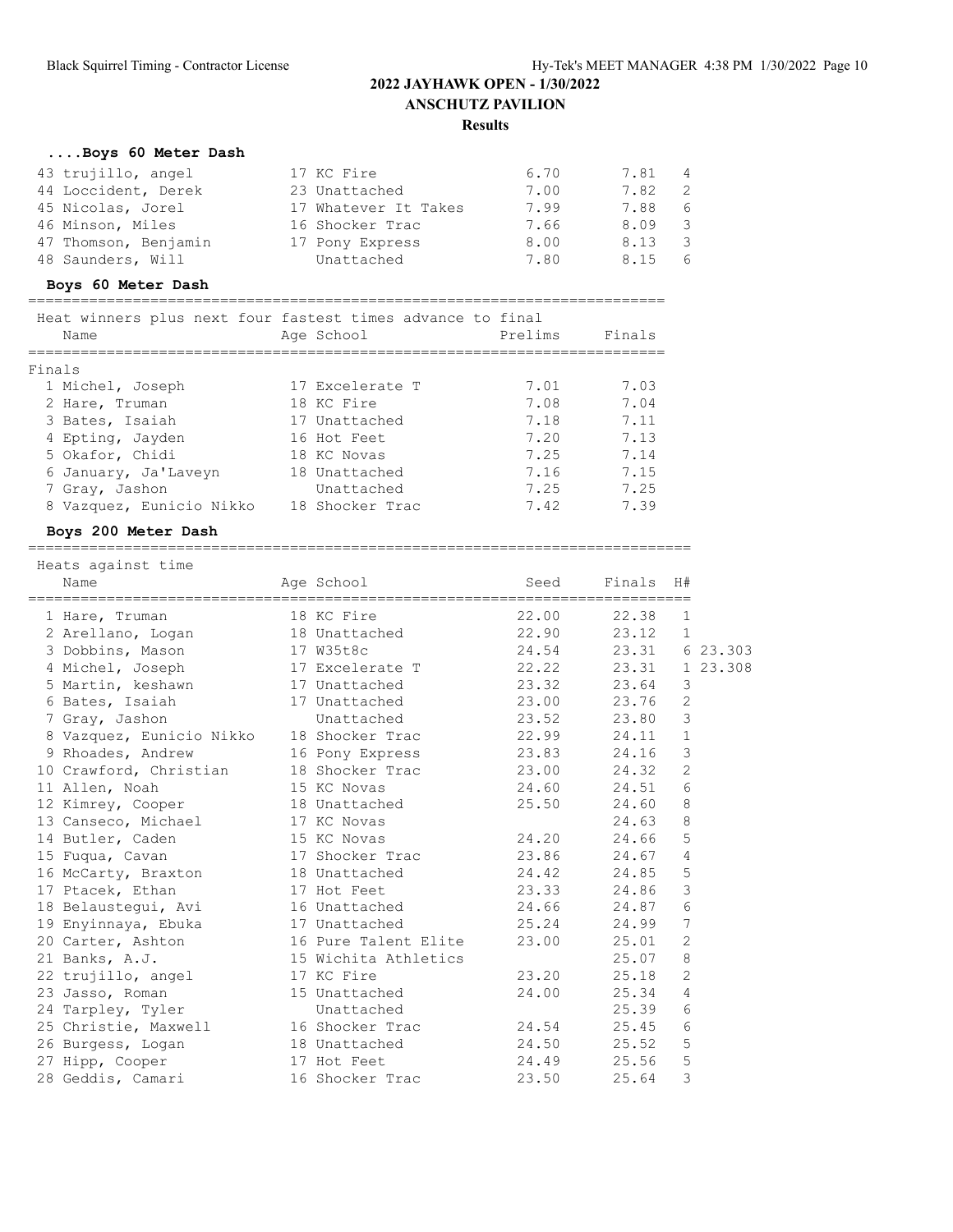## ....Boys 60 Meter Dash

| | | | | | |
|---|---|---|---|---|---|
| 43 | trujillo, angel | 17 KC Fire | 6.70 | 7.81 | 4 |
| 44 | Loccident, Derek | 23 Unattached | 7.00 | 7.82 | 2 |
| 45 | Nicolas, Jorel | 17 Whatever It Takes | 7.99 | 7.88 | 6 |
| 46 | Minson, Miles | 16 Shocker Trac | 7.66 | 8.09 | 3 |
| 47 | Thomson, Benjamin | 17 Pony Express | 8.00 | 8.13 | 3 |
| 48 | Saunders, Will | Unattached | 7.80 | 8.15 | 6 |

## Boys 60 Meter Dash

Heat winners plus next four fastest times advance to final

Finals

| | Name | Age School | Prelims | Finals |
|---|---|---|---|---|
| 1 | Michel, Joseph | 17 Excelerate T | 7.01 | 7.03 |
| 2 | Hare, Truman | 18 KC Fire | 7.08 | 7.04 |
| 3 | Bates, Isaiah | 17 Unattached | 7.18 | 7.11 |
| 4 | Epting, Jayden | 16 Hot Feet | 7.20 | 7.13 |
| 5 | Okafor, Chidi | 18 KC Novas | 7.25 | 7.14 |
| 6 | January, Ja'Laveyn | 18 Unattached | 7.16 | 7.15 |
| 7 | Gray, Jashon | Unattached | 7.25 | 7.25 |
| 8 | Vazquez, Eunicio Nikko | 18 Shocker Trac | 7.42 | 7.39 |

## Boys 200 Meter Dash

Heats against time

| | Name | Age School | Seed | Finals | H# | |
|---|---|---|---|---|---|---|
| 1 | Hare, Truman | 18 KC Fire | 22.00 | 22.38 | 1 | |
| 2 | Arellano, Logan | 18 Unattached | 22.90 | 23.12 | 1 | |
| 3 | Dobbins, Mason | 17 W35t8c | 24.54 | 23.31 | 6 | 23.303 |
| 4 | Michel, Joseph | 17 Excelerate T | 22.22 | 23.31 | 1 | 23.308 |
| 5 | Martin, keshawn | 17 Unattached | 23.32 | 23.64 | 3 | |
| 6 | Bates, Isaiah | 17 Unattached | 23.00 | 23.76 | 2 | |
| 7 | Gray, Jashon | Unattached | 23.52 | 23.80 | 3 | |
| 8 | Vazquez, Eunicio Nikko | 18 Shocker Trac | 22.99 | 24.11 | 1 | |
| 9 | Rhoades, Andrew | 16 Pony Express | 23.83 | 24.16 | 3 | |
| 10 | Crawford, Christian | 18 Shocker Trac | 23.00 | 24.32 | 2 | |
| 11 | Allen, Noah | 15 KC Novas | 24.60 | 24.51 | 6 | |
| 12 | Kimrey, Cooper | 18 Unattached | 25.50 | 24.60 | 8 | |
| 13 | Canseco, Michael | 17 KC Novas | | 24.63 | 8 | |
| 14 | Butler, Caden | 15 KC Novas | 24.20 | 24.66 | 5 | |
| 15 | Fuqua, Cavan | 17 Shocker Trac | 23.86 | 24.67 | 4 | |
| 16 | McCarty, Braxton | 18 Unattached | 24.42 | 24.85 | 5 | |
| 17 | Ptacek, Ethan | 17 Hot Feet | 23.33 | 24.86 | 3 | |
| 18 | Belaustegui, Avi | 16 Unattached | 24.66 | 24.87 | 6 | |
| 19 | Enyinnaya, Ebuka | 17 Unattached | 25.24 | 24.99 | 7 | |
| 20 | Carter, Ashton | 16 Pure Talent Elite | 23.00 | 25.01 | 2 | |
| 21 | Banks, A.J. | 15 Wichita Athletics | | 25.07 | 8 | |
| 22 | trujillo, angel | 17 KC Fire | 23.20 | 25.18 | 2 | |
| 23 | Jasso, Roman | 15 Unattached | 24.00 | 25.34 | 4 | |
| 24 | Tarpley, Tyler | Unattached | | 25.39 | 6 | |
| 25 | Christie, Maxwell | 16 Shocker Trac | 24.54 | 25.45 | 6 | |
| 26 | Burgess, Logan | 18 Unattached | 24.50 | 25.52 | 5 | |
| 27 | Hipp, Cooper | 17 Hot Feet | 24.49 | 25.56 | 5 | |
| 28 | Geddis, Camari | 16 Shocker Trac | 23.50 | 25.64 | 3 | |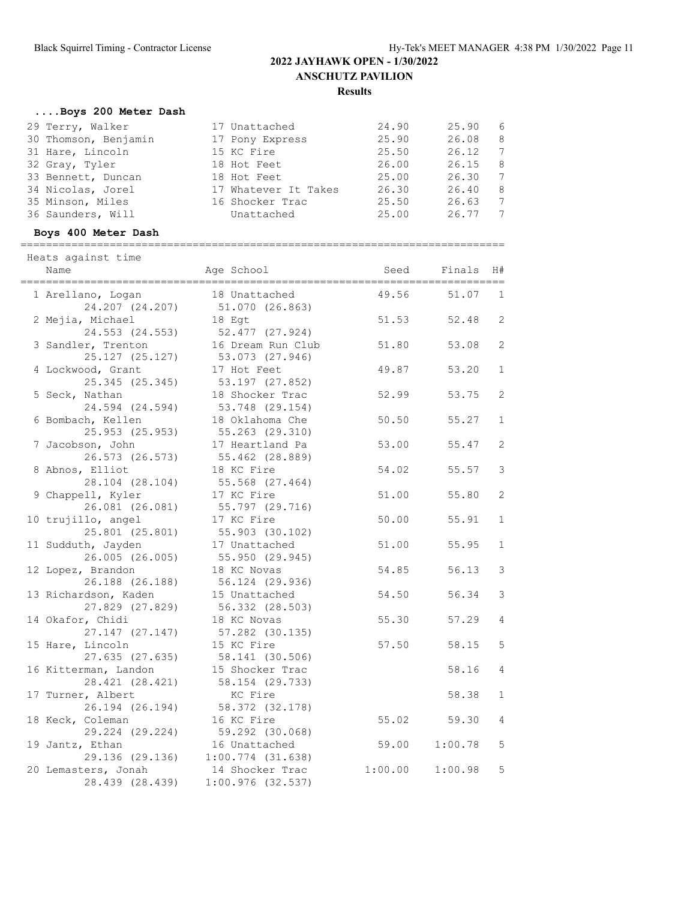# 2022 JAYHAWK OPEN - 1/30/2022

## ANSCHUTZ PAVILION

### Results

#### ....Boys 200 Meter Dash

| | Name | Age | School | Seed | Finals | H# |
|---|---|---|---|---|---|---|
| 29 | Terry, Walker | 17 | Unattached | 24.90 | 25.90 | 6 |
| 30 | Thomson, Benjamin | 17 | Pony Express | 25.90 | 26.08 | 8 |
| 31 | Hare, Lincoln | 15 | KC Fire | 25.50 | 26.12 | 7 |
| 32 | Gray, Tyler | 18 | Hot Feet | 26.00 | 26.15 | 8 |
| 33 | Bennett, Duncan | 18 | Hot Feet | 25.00 | 26.30 | 7 |
| 34 | Nicolas, Jorel | 17 | Whatever It Takes | 26.30 | 26.40 | 8 |
| 35 | Minson, Miles | 16 | Shocker Trac | 25.50 | 26.63 | 7 |
| 36 | Saunders, Will | | Unattached | 25.00 | 26.77 | 7 |

#### Boys 400 Meter Dash

Heats against time

| | Name | Age | School | Seed | Finals | H# |
|---|---|---|---|---|---|---|
| 1 | Arellano, Logan | 18 | Unattached | 49.56 | 51.07 | 1 |
| | 24.207 (24.207) | | 51.070 (26.863) | | | |
| 2 | Mejia, Michael | 18 | Egt | 51.53 | 52.48 | 2 |
| | 24.553 (24.553) | | 52.477 (27.924) | | | |
| 3 | Sandler, Trenton | 16 | Dream Run Club | 51.80 | 53.08 | 2 |
| | 25.127 (25.127) | | 53.073 (27.946) | | | |
| 4 | Lockwood, Grant | 17 | Hot Feet | 49.87 | 53.20 | 1 |
| | 25.345 (25.345) | | 53.197 (27.852) | | | |
| 5 | Seck, Nathan | 18 | Shocker Trac | 52.99 | 53.75 | 2 |
| | 24.594 (24.594) | | 53.748 (29.154) | | | |
| 6 | Bombach, Kellen | 18 | Oklahoma Che | 50.50 | 55.27 | 1 |
| | 25.953 (25.953) | | 55.263 (29.310) | | | |
| 7 | Jacobson, John | 17 | Heartland Pa | 53.00 | 55.47 | 2 |
| | 26.573 (26.573) | | 55.462 (28.889) | | | |
| 8 | Abnos, Elliot | 18 | KC Fire | 54.02 | 55.57 | 3 |
| | 28.104 (28.104) | | 55.568 (27.464) | | | |
| 9 | Chappell, Kyler | 17 | KC Fire | 51.00 | 55.80 | 2 |
| | 26.081 (26.081) | | 55.797 (29.716) | | | |
| 10 | trujillo, angel | 17 | KC Fire | 50.00 | 55.91 | 1 |
| | 25.801 (25.801) | | 55.903 (30.102) | | | |
| 11 | Sudduth, Jayden | 17 | Unattached | 51.00 | 55.95 | 1 |
| | 26.005 (26.005) | | 55.950 (29.945) | | | |
| 12 | Lopez, Brandon | 18 | KC Novas | 54.85 | 56.13 | 3 |
| | 26.188 (26.188) | | 56.124 (29.936) | | | |
| 13 | Richardson, Kaden | 15 | Unattached | 54.50 | 56.34 | 3 |
| | 27.829 (27.829) | | 56.332 (28.503) | | | |
| 14 | Okafor, Chidi | 18 | KC Novas | 55.30 | 57.29 | 4 |
| | 27.147 (27.147) | | 57.282 (30.135) | | | |
| 15 | Hare, Lincoln | 15 | KC Fire | 57.50 | 58.15 | 5 |
| | 27.635 (27.635) | | 58.141 (30.506) | | | |
| 16 | Kitterman, Landon | 15 | Shocker Trac | | 58.16 | 4 |
| | 28.421 (28.421) | | 58.154 (29.733) | | | |
| 17 | Turner, Albert | | KC Fire | | 58.38 | 1 |
| | 26.194 (26.194) | | 58.372 (32.178) | | | |
| 18 | Keck, Coleman | 16 | KC Fire | 55.02 | 59.30 | 4 |
| | 29.224 (29.224) | | 59.292 (30.068) | | | |
| 19 | Jantz, Ethan | 16 | Unattached | 59.00 | 1:00.78 | 5 |
| | 29.136 (29.136) | | 1:00.774 (31.638) | | | |
| 20 | Lemasters, Jonah | 14 | Shocker Trac | 1:00.00 | 1:00.98 | 5 |
| | 28.439 (28.439) | | 1:00.976 (32.537) | | | |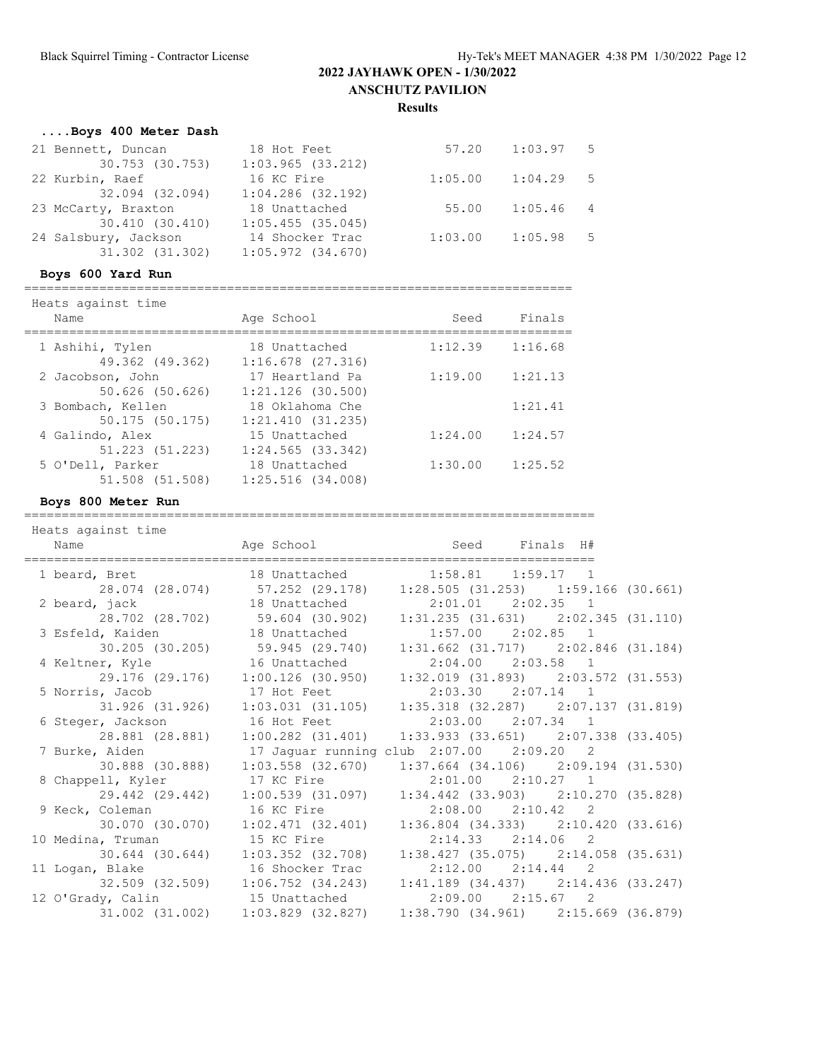# 2022 JAYHAWK OPEN - 1/30/2022

## ANSCHUTZ PAVILION

### Results

#### ....Boys 400 Meter Dash

| Name | Age | School | Seed | Finals | H# |
|---|---|---|---|---|---|
| 21 Bennett, Duncan | 18 | Hot Feet | 57.20 | 1:03.97 | 5 |
| 30.753 (30.753) 1:03.965 (33.212) | | | | | |
| 22 Kurbin, Raef | 16 | KC Fire | 1:05.00 | 1:04.29 | 5 |
| 32.094 (32.094) 1:04.286 (32.192) | | | | | |
| 23 McCarty, Braxton | 18 | Unattached | 55.00 | 1:05.46 | 4 |
| 30.410 (30.410) 1:05.455 (35.045) | | | | | |
| 24 Salsbury, Jackson | 14 | Shocker Trac | 1:03.00 | 1:05.98 | 5 |
| 31.302 (31.302) 1:05.972 (34.670) | | | | | |

#### Boys 600 Yard Run

Heats against time

| Name | Age | School | Seed | Finals |
|---|---|---|---|---|
| 1 Ashihi, Tylen | 18 | Unattached | 1:12.39 | 1:16.68 |
| 49.362 (49.362) 1:16.678 (27.316) | | | | |
| 2 Jacobson, John | 17 | Heartland Pa | 1:19.00 | 1:21.13 |
| 50.626 (50.626) 1:21.126 (30.500) | | | | |
| 3 Bombach, Kellen | 18 | Oklahoma Che | | 1:21.41 |
| 50.175 (50.175) 1:21.410 (31.235) | | | | |
| 4 Galindo, Alex | 15 | Unattached | 1:24.00 | 1:24.57 |
| 51.223 (51.223) 1:24.565 (33.342) | | | | |
| 5 O'Dell, Parker | 18 | Unattached | 1:30.00 | 1:25.52 |
| 51.508 (51.508) 1:25.516 (34.008) | | | | |

#### Boys 800 Meter Run

Heats against time

| Name | Age | School | Seed | Finals | H# |
|---|---|---|---|---|---|
| 1 beard, Bret | 18 | Unattached | 1:58.81 | 1:59.17 | 1 |
| 28.074 (28.074) 57.252 (29.178) 1:28.505 (31.253) 1:59.166 (30.661) | | | | | |
| 2 beard, jack | 18 | Unattached | 2:01.01 | 2:02.35 | 1 |
| 28.702 (28.702) 59.604 (30.902) 1:31.235 (31.631) 2:02.345 (31.110) | | | | | |
| 3 Esfeld, Kaiden | 18 | Unattached | 1:57.00 | 2:02.85 | 1 |
| 30.205 (30.205) 59.945 (29.740) 1:31.662 (31.717) 2:02.846 (31.184) | | | | | |
| 4 Keltner, Kyle | 16 | Unattached | 2:04.00 | 2:03.58 | 1 |
| 29.176 (29.176) 1:00.126 (30.950) 1:32.019 (31.893) 2:03.572 (31.553) | | | | | |
| 5 Norris, Jacob | 17 | Hot Feet | 2:03.30 | 2:07.14 | 1 |
| 31.926 (31.926) 1:03.031 (31.105) 1:35.318 (32.287) 2:07.137 (31.819) | | | | | |
| 6 Steger, Jackson | 16 | Hot Feet | 2:03.00 | 2:07.34 | 1 |
| 28.881 (28.881) 1:00.282 (31.401) 1:33.933 (33.651) 2:07.338 (33.405) | | | | | |
| 7 Burke, Aiden | 17 | Jaguar running club | 2:07.00 | 2:09.20 | 2 |
| 30.888 (30.888) 1:03.558 (32.670) 1:37.664 (34.106) 2:09.194 (31.530) | | | | | |
| 8 Chappell, Kyler | 17 | KC Fire | 2:01.00 | 2:10.27 | 1 |
| 29.442 (29.442) 1:00.539 (31.097) 1:34.442 (33.903) 2:10.270 (35.828) | | | | | |
| 9 Keck, Coleman | 16 | KC Fire | 2:08.00 | 2:10.42 | 2 |
| 30.070 (30.070) 1:02.471 (32.401) 1:36.804 (34.333) 2:10.420 (33.616) | | | | | |
| 10 Medina, Truman | 15 | KC Fire | 2:14.33 | 2:14.06 | 2 |
| 30.644 (30.644) 1:03.352 (32.708) 1:38.427 (35.075) 2:14.058 (35.631) | | | | | |
| 11 Logan, Blake | 16 | Shocker Trac | 2:12.00 | 2:14.44 | 2 |
| 32.509 (32.509) 1:06.752 (34.243) 1:41.189 (34.437) 2:14.436 (33.247) | | | | | |
| 12 O'Grady, Calin | 15 | Unattached | 2:09.00 | 2:15.67 | 2 |
| 31.002 (31.002) 1:03.829 (32.827) 1:38.790 (34.961) 2:15.669 (36.879) | | | | | |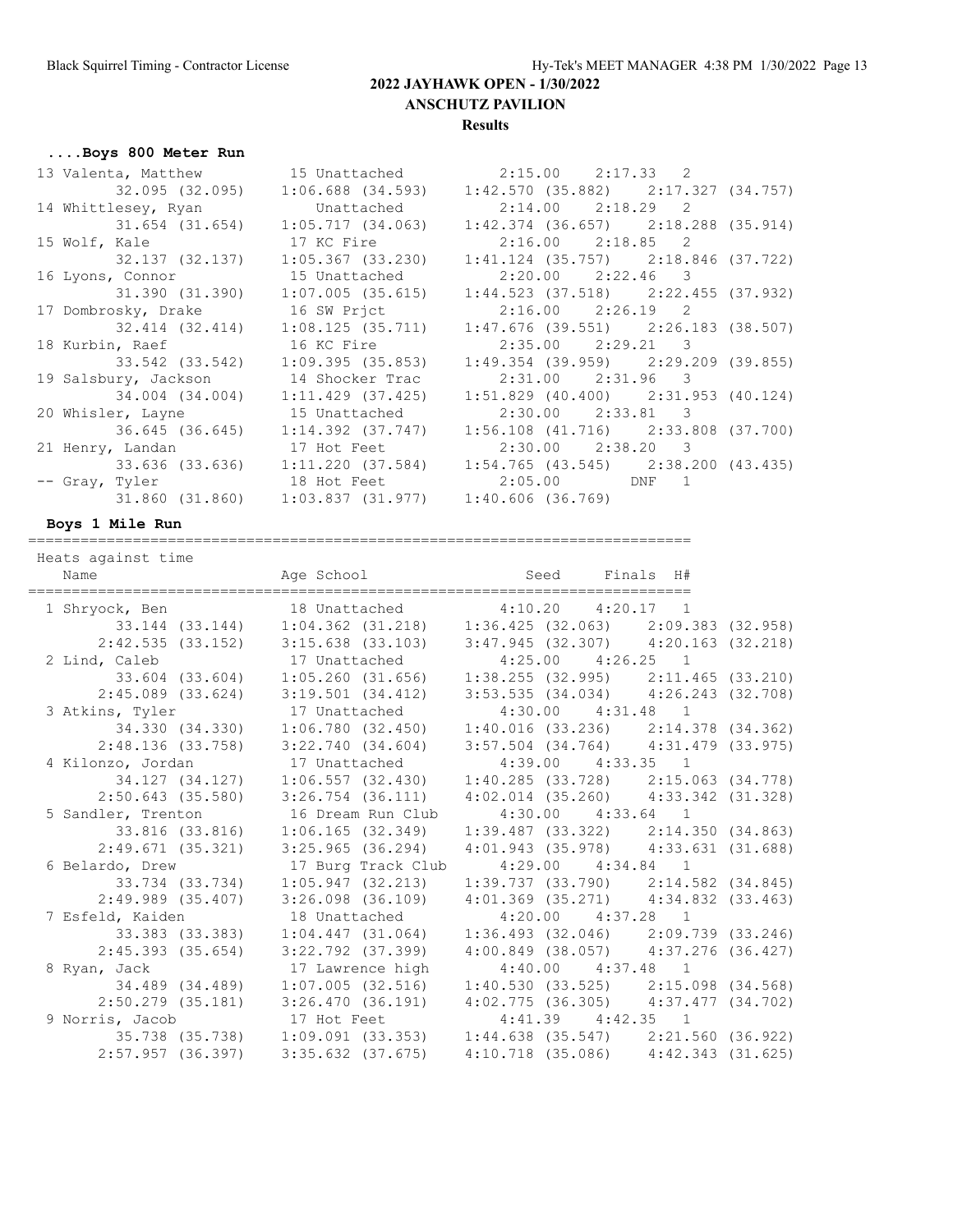## 2022 JAYHAWK OPEN - 1/30/2022
## ANSCHUTZ PAVILION
### Results

### ....Boys 800 Meter Run

```
 13 Valenta, Matthew        15 Unattached           2:15.00    2:17.33   2 
         32.095 (32.095)    1:06.688 (34.593)    1:42.570 (35.882)    2:17.327 (34.757)
 14 Whittlesey, Ryan           Unattached           2:14.00    2:18.29   2 
         31.654 (31.654)    1:05.717 (34.063)    1:42.374 (36.657)    2:18.288 (35.914)
 15 Wolf, Kale              17 KC Fire              2:16.00    2:18.85   2 
         32.137 (32.137)    1:05.367 (33.230)    1:41.124 (35.757)    2:18.846 (37.722)
 16 Lyons, Connor           15 Unattached           2:20.00    2:22.46   3 
         31.390 (31.390)    1:07.005 (35.615)    1:44.523 (37.518)    2:22.455 (37.932)
 17 Dombrosky, Drake        16 SW Prjct             2:16.00    2:26.19   2 
         32.414 (32.414)    1:08.125 (35.711)    1:47.676 (39.551)    2:26.183 (38.507)
 18 Kurbin, Raef            16 KC Fire              2:35.00    2:29.21   3 
         33.542 (33.542)    1:09.395 (35.853)    1:49.354 (39.959)    2:29.209 (39.855)
 19 Salsbury, Jackson       14 Shocker Trac         2:31.00    2:31.96   3 
         34.004 (34.004)    1:11.429 (37.425)    1:51.829 (40.400)    2:31.953 (40.124)
 20 Whisler, Layne          15 Unattached           2:30.00    2:33.81   3 
         36.645 (36.645)    1:14.392 (37.747)    1:56.108 (41.716)    2:33.808 (37.700)
 21 Henry, Landan           17 Hot Feet             2:30.00    2:38.20   3 
         33.636 (33.636)    1:11.220 (37.584)    1:54.765 (43.545)    2:38.200 (43.435)
 -- Gray, Tyler             18 Hot Feet             2:05.00        DNF   1 
         31.860 (31.860)    1:03.837 (31.977)    1:40.606 (36.769)
```

### Boys 1 Mile Run

```
=============================================================================
 Heats against time
    Name                    Age School                 Seed     Finals  H# 
=============================================================================
  1 Shryock, Ben            18 Unattached           4:10.20    4:20.17   1 
         33.144 (33.144)    1:04.362 (31.218)    1:36.425 (32.063)    2:09.383 (32.958)
       2:42.535 (33.152)    3:15.638 (33.103)    3:47.945 (32.307)    4:20.163 (32.218)
  2 Lind, Caleb             17 Unattached           4:25.00    4:26.25   1 
         33.604 (33.604)    1:05.260 (31.656)    1:38.255 (32.995)    2:11.465 (33.210)
       2:45.089 (33.624)    3:19.501 (34.412)    3:53.535 (34.034)    4:26.243 (32.708)
  3 Atkins, Tyler           17 Unattached           4:30.00    4:31.48   1 
         34.330 (34.330)    1:06.780 (32.450)    1:40.016 (33.236)    2:14.378 (34.362)
       2:48.136 (33.758)    3:22.740 (34.604)    3:57.504 (34.764)    4:31.479 (33.975)
  4 Kilonzo, Jordan         17 Unattached           4:39.00    4:33.35   1 
         34.127 (34.127)    1:06.557 (32.430)    1:40.285 (33.728)    2:15.063 (34.778)
       2:50.643 (35.580)    3:26.754 (36.111)    4:02.014 (35.260)    4:33.342 (31.328)
  5 Sandler, Trenton        16 Dream Run Club       4:30.00    4:33.64   1 
         33.816 (33.816)    1:06.165 (32.349)    1:39.487 (33.322)    2:14.350 (34.863)
       2:49.671 (35.321)    3:25.965 (36.294)    4:01.943 (35.978)    4:33.631 (31.688)
  6 Belardo, Drew           17 Burg Track Club      4:29.00    4:34.84   1 
         33.734 (33.734)    1:05.947 (32.213)    1:39.737 (33.790)    2:14.582 (34.845)
       2:49.989 (35.407)    3:26.098 (36.109)    4:01.369 (35.271)    4:34.832 (33.463)
  7 Esfeld, Kaiden          18 Unattached           4:20.00    4:37.28   1 
         33.383 (33.383)    1:04.447 (31.064)    1:36.493 (32.046)    2:09.739 (33.246)
       2:45.393 (35.654)    3:22.792 (37.399)    4:00.849 (38.057)    4:37.276 (36.427)
  8 Ryan, Jack              17 Lawrence high        4:40.00    4:37.48   1 
         34.489 (34.489)    1:07.005 (32.516)    1:40.530 (33.525)    2:15.098 (34.568)
       2:50.279 (35.181)    3:26.470 (36.191)    4:02.775 (36.305)    4:37.477 (34.702)
  9 Norris, Jacob           17 Hot Feet             4:41.39    4:42.35   1 
         35.738 (35.738)    1:09.091 (33.353)    1:44.638 (35.547)    2:21.560 (36.922)
       2:57.957 (36.397)    3:35.632 (37.675)    4:10.718 (35.086)    4:42.343 (31.625)
```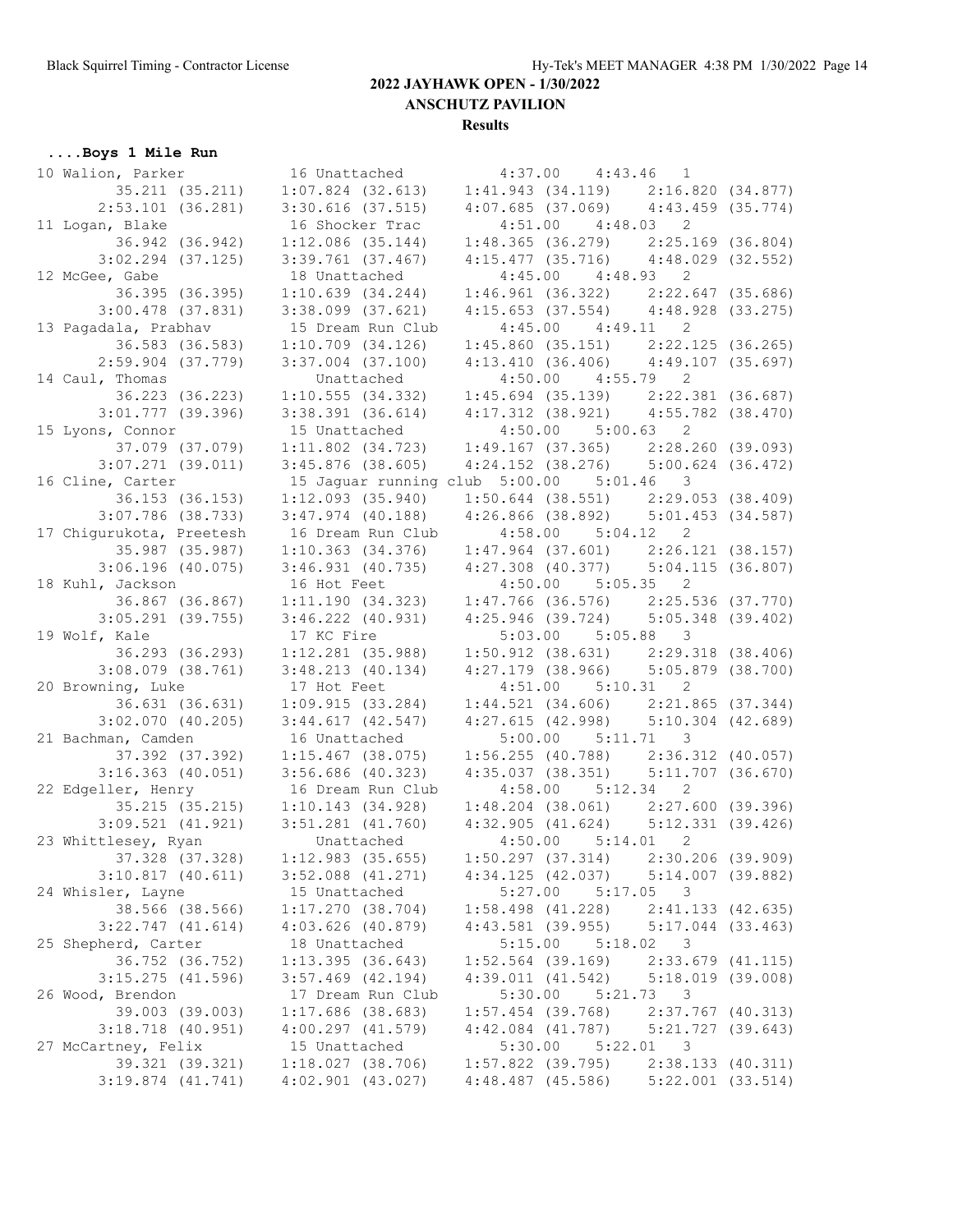## 2022 JAYHAWK OPEN - 1/30/2022

## ANSCHUTZ PAVILION

### Results

#### ....Boys 1 Mile Run

```
10 Walion, Parker             16 Unattached             4:37.00     4:43.46   1
        35.211 (35.211)    1:07.824 (32.613)    1:41.943 (34.119)    2:16.820 (34.877)
      2:53.101 (36.281)    3:30.616 (37.515)    4:07.685 (37.069)    4:43.459 (35.774)
11 Logan, Blake               16 Shocker Trac           4:51.00     4:48.03   2
        36.942 (36.942)    1:12.086 (35.144)    1:48.365 (36.279)    2:25.169 (36.804)
      3:02.294 (37.125)    3:39.761 (37.467)    4:15.477 (35.716)    4:48.029 (32.552)
12 McGee, Gabe                18 Unattached             4:45.00     4:48.93   2
        36.395 (36.395)    1:10.639 (34.244)    1:46.961 (36.322)    2:22.647 (35.686)
      3:00.478 (37.831)    3:38.099 (37.621)    4:15.653 (37.554)    4:48.928 (33.275)
13 Pagadala, Prabhav          15 Dream Run Club         4:45.00     4:49.11   2
        36.583 (36.583)    1:10.709 (34.126)    1:45.860 (35.151)    2:22.125 (36.265)
      2:59.904 (37.779)    3:37.004 (37.100)    4:13.410 (36.406)    4:49.107 (35.697)
14 Caul, Thomas                  Unattached             4:50.00     4:55.79   2
        36.223 (36.223)    1:10.555 (34.332)    1:45.694 (35.139)    2:22.381 (36.687)
      3:01.777 (39.396)    3:38.391 (36.614)    4:17.312 (38.921)    4:55.782 (38.470)
15 Lyons, Connor              15 Unattached             4:50.00     5:00.63   2
        37.079 (37.079)    1:11.802 (34.723)    1:49.167 (37.365)    2:28.260 (39.093)
      3:07.271 (39.011)    3:45.876 (38.605)    4:24.152 (38.276)    5:00.624 (36.472)
16 Cline, Carter              15 Jaguar running club  5:00.00     5:01.46   3
        36.153 (36.153)    1:12.093 (35.940)    1:50.644 (38.551)    2:29.053 (38.409)
      3:07.786 (38.733)    3:47.974 (40.188)    4:26.866 (38.892)    5:01.453 (34.587)
17 Chigurukota, Preetesh      16 Dream Run Club         4:58.00     5:04.12   2
        35.987 (35.987)    1:10.363 (34.376)    1:47.964 (37.601)    2:26.121 (38.157)
      3:06.196 (40.075)    3:46.931 (40.735)    4:27.308 (40.377)    5:04.115 (36.807)
18 Kuhl, Jackson              16 Hot Feet               4:50.00     5:05.35   2
        36.867 (36.867)    1:11.190 (34.323)    1:47.766 (36.576)    2:25.536 (37.770)
      3:05.291 (39.755)    3:46.222 (40.931)    4:25.946 (39.724)    5:05.348 (39.402)
19 Wolf, Kale                 17 KC Fire                5:03.00     5:05.88   3
        36.293 (36.293)    1:12.281 (35.988)    1:50.912 (38.631)    2:29.318 (38.406)
      3:08.079 (38.761)    3:48.213 (40.134)    4:27.179 (38.966)    5:05.879 (38.700)
20 Browning, Luke             17 Hot Feet               4:51.00     5:10.31   2
        36.631 (36.631)    1:09.915 (33.284)    1:44.521 (34.606)    2:21.865 (37.344)
      3:02.070 (40.205)    3:44.617 (42.547)    4:27.615 (42.998)    5:10.304 (42.689)
21 Bachman, Camden            16 Unattached             5:00.00     5:11.71   3
        37.392 (37.392)    1:15.467 (38.075)    1:56.255 (40.788)    2:36.312 (40.057)
      3:16.363 (40.051)    3:56.686 (40.323)    4:35.037 (38.351)    5:11.707 (36.670)
22 Edgeller, Henry            16 Dream Run Club         4:58.00     5:12.34   2
        35.215 (35.215)    1:10.143 (34.928)    1:48.204 (38.061)    2:27.600 (39.396)
      3:09.521 (41.921)    3:51.281 (41.760)    4:32.905 (41.624)    5:12.331 (39.426)
23 Whittlesey, Ryan              Unattached             4:50.00     5:14.01   2
        37.328 (37.328)    1:12.983 (35.655)    1:50.297 (37.314)    2:30.206 (39.909)
      3:10.817 (40.611)    3:52.088 (41.271)    4:34.125 (42.037)    5:14.007 (39.882)
24 Whisler, Layne             15 Unattached             5:27.00     5:17.05   3
        38.566 (38.566)    1:17.270 (38.704)    1:58.498 (41.228)    2:41.133 (42.635)
      3:22.747 (41.614)    4:03.626 (40.879)    4:43.581 (39.955)    5:17.044 (33.463)
25 Shepherd, Carter           18 Unattached             5:15.00     5:18.02   3
        36.752 (36.752)    1:13.395 (36.643)    1:52.564 (39.169)    2:33.679 (41.115)
      3:15.275 (41.596)    3:57.469 (42.194)    4:39.011 (41.542)    5:18.019 (39.008)
26 Wood, Brendon              17 Dream Run Club         5:30.00     5:21.73   3
        39.003 (39.003)    1:17.686 (38.683)    1:57.454 (39.768)    2:37.767 (40.313)
      3:18.718 (40.951)    4:00.297 (41.579)    4:42.084 (41.787)    5:21.727 (39.643)
27 McCartney, Felix           15 Unattached             5:30.00     5:22.01   3
        39.321 (39.321)    1:18.027 (38.706)    1:57.822 (39.795)    2:38.133 (40.311)
      3:19.874 (41.741)    4:02.901 (43.027)    4:48.487 (45.586)    5:22.001 (33.514)
```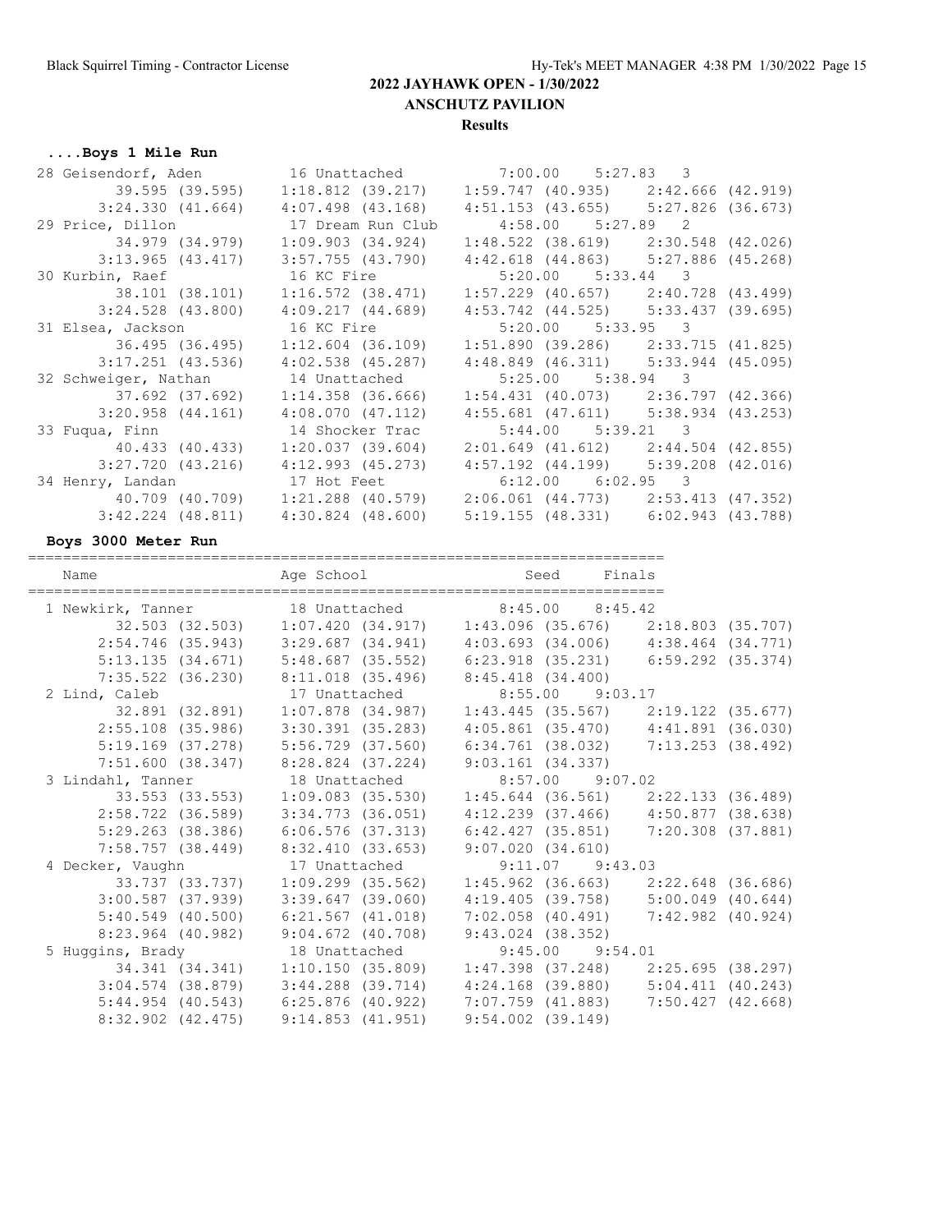## 2022 JAYHAWK OPEN - 1/30/2022

### ANSCHUTZ PAVILION

### Results

#### ....Boys 1 Mile Run

```
 28 Geisendorf, Aden          16 Unattached           7:00.00     5:27.83   3
          39.595 (39.595)     1:18.812 (39.217)     1:59.747 (40.935)     2:42.666 (42.919)
        3:24.330 (41.664)     4:07.498 (43.168)     4:51.153 (43.655)     5:27.826 (36.673)
 29 Price, Dillon             17 Dream Run Club       4:58.00     5:27.89   2
          34.979 (34.979)     1:09.903 (34.924)     1:48.522 (38.619)     2:30.548 (42.026)
        3:13.965 (43.417)     3:57.755 (43.790)     4:42.618 (44.863)     5:27.886 (45.268)
 30 Kurbin, Raef              16 KC Fire              5:20.00     5:33.44   3
          38.101 (38.101)     1:16.572 (38.471)     1:57.229 (40.657)     2:40.728 (43.499)
        3:24.528 (43.800)     4:09.217 (44.689)     4:53.742 (44.525)     5:33.437 (39.695)
 31 Elsea, Jackson            16 KC Fire              5:20.00     5:33.95   3
          36.495 (36.495)     1:12.604 (36.109)     1:51.890 (39.286)     2:33.715 (41.825)
        3:17.251 (43.536)     4:02.538 (45.287)     4:48.849 (46.311)     5:33.944 (45.095)
 32 Schweiger, Nathan         14 Unattached           5:25.00     5:38.94   3
          37.692 (37.692)     1:14.358 (36.666)     1:54.431 (40.073)     2:36.797 (42.366)
        3:20.958 (44.161)     4:08.070 (47.112)     4:55.681 (47.611)     5:38.934 (43.253)
 33 Fuqua, Finn               14 Shocker Trac         5:44.00     5:39.21   3
          40.433 (40.433)     1:20.037 (39.604)     2:01.649 (41.612)     2:44.504 (42.855)
        3:27.720 (43.216)     4:12.993 (45.273)     4:57.192 (44.199)     5:39.208 (42.016)
 34 Henry, Landan             17 Hot Feet             6:12.00     6:02.95   3
          40.709 (40.709)     1:21.288 (40.579)     2:06.061 (44.773)     2:53.413 (47.352)
        3:42.224 (48.811)     4:30.824 (48.600)     5:19.155 (48.331)     6:02.943 (43.788)
```

#### Boys 3000 Meter Run

```
=========================================================================
   Name                    Age School                  Seed     Finals
=========================================================================
  1 Newkirk, Tanner           18 Unattached           8:45.00     8:45.42
          32.503 (32.503)     1:07.420 (34.917)     1:43.096 (35.676)     2:18.803 (35.707)
        2:54.746 (35.943)     3:29.687 (34.941)     4:03.693 (34.006)     4:38.464 (34.771)
        5:13.135 (34.671)     5:48.687 (35.552)     6:23.918 (35.231)     6:59.292 (35.374)
        7:35.522 (36.230)     8:11.018 (35.496)     8:45.418 (34.400)
  2 Lind, Caleb               17 Unattached           8:55.00     9:03.17
          32.891 (32.891)     1:07.878 (34.987)     1:43.445 (35.567)     2:19.122 (35.677)
        2:55.108 (35.986)     3:30.391 (35.283)     4:05.861 (35.470)     4:41.891 (36.030)
        5:19.169 (37.278)     5:56.729 (37.560)     6:34.761 (38.032)     7:13.253 (38.492)
        7:51.600 (38.347)     8:28.824 (37.224)     9:03.161 (34.337)
  3 Lindahl, Tanner           18 Unattached           8:57.00     9:07.02
          33.553 (33.553)     1:09.083 (35.530)     1:45.644 (36.561)     2:22.133 (36.489)
        2:58.722 (36.589)     3:34.773 (36.051)     4:12.239 (37.466)     4:50.877 (38.638)
        5:29.263 (38.386)     6:06.576 (37.313)     6:42.427 (35.851)     7:20.308 (37.881)
        7:58.757 (38.449)     8:32.410 (33.653)     9:07.020 (34.610)
  4 Decker, Vaughn            17 Unattached           9:11.07     9:43.03
          33.737 (33.737)     1:09.299 (35.562)     1:45.962 (36.663)     2:22.648 (36.686)
        3:00.587 (37.939)     3:39.647 (39.060)     4:19.405 (39.758)     5:00.049 (40.644)
        5:40.549 (40.500)     6:21.567 (41.018)     7:02.058 (40.491)     7:42.982 (40.924)
        8:23.964 (40.982)     9:04.672 (40.708)     9:43.024 (38.352)
  5 Huggins, Brady            18 Unattached           9:45.00     9:54.01
          34.341 (34.341)     1:10.150 (35.809)     1:47.398 (37.248)     2:25.695 (38.297)
        3:04.574 (38.879)     3:44.288 (39.714)     4:24.168 (39.880)     5:04.411 (40.243)
        5:44.954 (40.543)     6:25.876 (40.922)     7:07.759 (41.883)     7:50.427 (42.668)
        8:32.902 (42.475)     9:14.853 (41.951)     9:54.002 (39.149)
```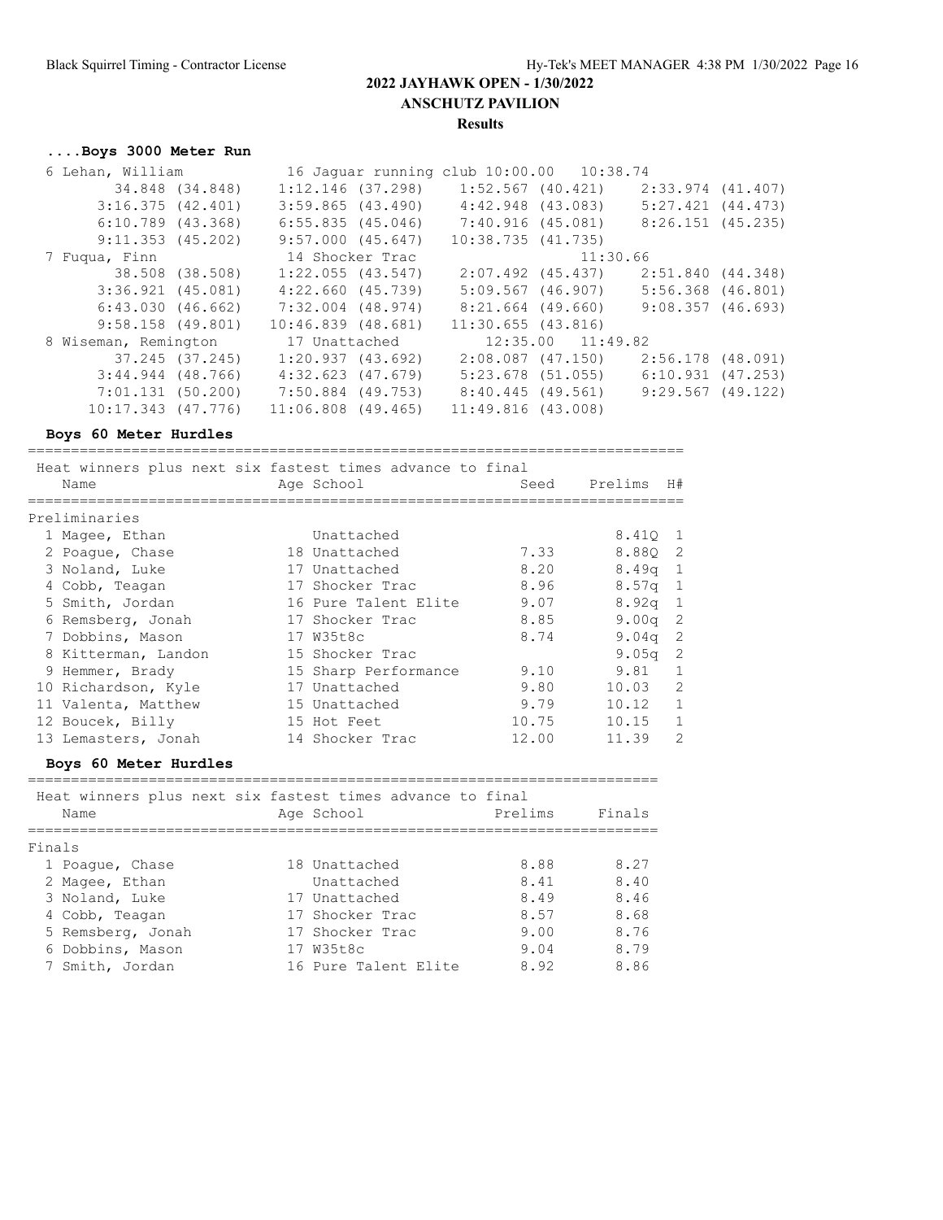## 2022 JAYHAWK OPEN - 1/30/2022

## ANSCHUTZ PAVILION

### Results

#### ....Boys 3000 Meter Run

| | | | |
|---|---|---|---|
| 6 Lehan, William | 16 Jaguar running club 10:00.00 | 10:38.74 | |
| 34.848 (34.848) | 1:12.146 (37.298) | 1:52.567 (40.421) | 2:33.974 (41.407) |
| 3:16.375 (42.401) | 3:59.865 (43.490) | 4:42.948 (43.083) | 5:27.421 (44.473) |
| 6:10.789 (43.368) | 6:55.835 (45.046) | 7:40.916 (45.081) | 8:26.151 (45.235) |
| 9:11.353 (45.202) | 9:57.000 (45.647) | 10:38.735 (41.735) | |
| 7 Fuqua, Finn | 14 Shocker Trac | 11:30.66 | |
| 38.508 (38.508) | 1:22.055 (43.547) | 2:07.492 (45.437) | 2:51.840 (44.348) |
| 3:36.921 (45.081) | 4:22.660 (45.739) | 5:09.567 (46.907) | 5:56.368 (46.801) |
| 6:43.030 (46.662) | 7:32.004 (48.974) | 8:21.664 (49.660) | 9:08.357 (46.693) |
| 9:58.158 (49.801) | 10:46.839 (48.681) | 11:30.655 (43.816) | |
| 8 Wiseman, Remington | 17 Unattached 12:35.00 | 11:49.82 | |
| 37.245 (37.245) | 1:20.937 (43.692) | 2:08.087 (47.150) | 2:56.178 (48.091) |
| 3:44.944 (48.766) | 4:32.623 (47.679) | 5:23.678 (51.055) | 6:10.931 (47.253) |
| 7:01.131 (50.200) | 7:50.884 (49.753) | 8:40.445 (49.561) | 9:29.567 (49.122) |
| 10:17.343 (47.776) | 11:06.808 (49.465) | 11:49.816 (43.008) | |

#### Boys 60 Meter Hurdles

Heat winners plus next six fastest times advance to final

| Name | Age | School | Seed | Prelims | H# |
|---|---|---|---|---|---|
| **Preliminaries** | | | | | |
| 1 Magee, Ethan | | Unattached | | 8.41Q | 1 |
| 2 Poague, Chase | 18 | Unattached | 7.33 | 8.88Q | 2 |
| 3 Noland, Luke | 17 | Unattached | 8.20 | 8.49q | 1 |
| 4 Cobb, Teagan | 17 | Shocker Trac | 8.96 | 8.57q | 1 |
| 5 Smith, Jordan | 16 | Pure Talent Elite | 9.07 | 8.92q | 1 |
| 6 Remsberg, Jonah | 17 | Shocker Trac | 8.85 | 9.00q | 2 |
| 7 Dobbins, Mason | 17 | W35t8c | 8.74 | 9.04q | 2 |
| 8 Kitterman, Landon | 15 | Shocker Trac | | 9.05q | 2 |
| 9 Hemmer, Brady | 15 | Sharp Performance | 9.10 | 9.81 | 1 |
| 10 Richardson, Kyle | 17 | Unattached | 9.80 | 10.03 | 2 |
| 11 Valenta, Matthew | 15 | Unattached | 9.79 | 10.12 | 1 |
| 12 Boucek, Billy | 15 | Hot Feet | 10.75 | 10.15 | 1 |
| 13 Lemasters, Jonah | 14 | Shocker Trac | 12.00 | 11.39 | 2 |

#### Boys 60 Meter Hurdles

Heat winners plus next six fastest times advance to final

| Name | Age | School | Prelims | Finals |
|---|---|---|---|---|
| **Finals** | | | | |
| 1 Poague, Chase | 18 | Unattached | 8.88 | 8.27 |
| 2 Magee, Ethan | | Unattached | 8.41 | 8.40 |
| 3 Noland, Luke | 17 | Unattached | 8.49 | 8.46 |
| 4 Cobb, Teagan | 17 | Shocker Trac | 8.57 | 8.68 |
| 5 Remsberg, Jonah | 17 | Shocker Trac | 9.00 | 8.76 |
| 6 Dobbins, Mason | 17 | W35t8c | 9.04 | 8.79 |
| 7 Smith, Jordan | 16 | Pure Talent Elite | 8.92 | 8.86 |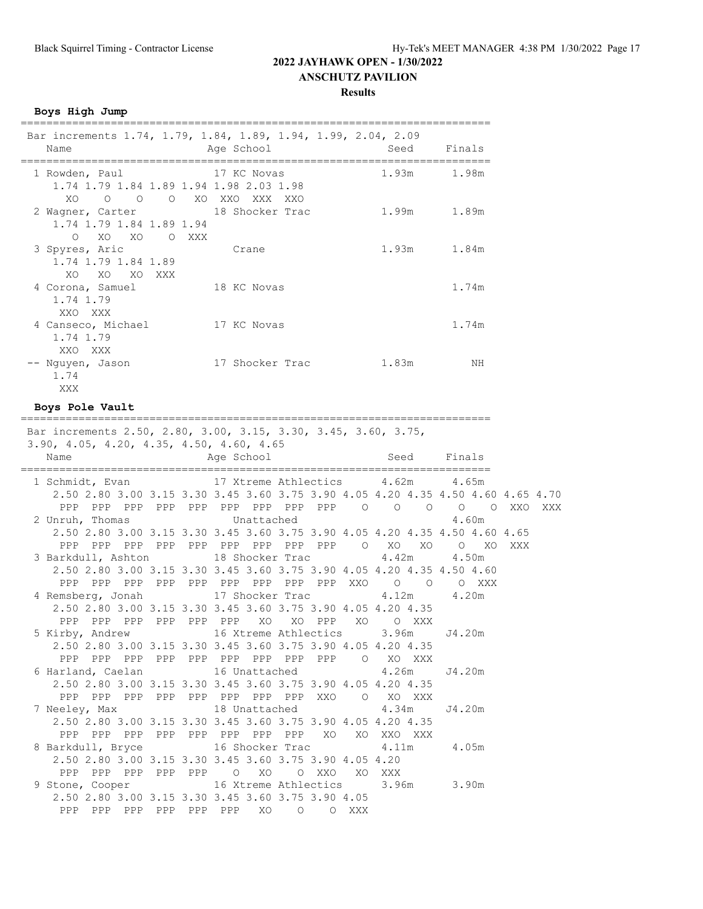**2022 JAYHAWK OPEN - 1/30/2022**

**ANSCHUTZ PAVILION**

**Results**

**Boys High Jump**

```
=========================================================================
Bar increments 1.74, 1.79, 1.84, 1.89, 1.94, 1.99, 2.04, 2.09
   Name                    Age School                  Seed     Finals
=========================================================================
  1 Rowden, Paul            17 KC Novas                1.93m      1.98m
     1.74 1.79 1.84 1.89 1.94 1.98 2.03 1.98
       XO    O    O    O   XO  XXO  XXX  XXO
  2 Wagner, Carter          18 Shocker Trac            1.99m      1.89m
     1.74 1.79 1.84 1.89 1.94
        O   XO   XO    O  XXX
  3 Spyres, Aric               Crane                   1.93m      1.84m
     1.74 1.79 1.84 1.89
       XO   XO   XO  XXX
  4 Corona, Samuel          18 KC Novas                           1.74m
     1.74 1.79
      XXO  XXX
  4 Canseco, Michael        17 KC Novas                           1.74m
     1.74 1.79
      XXO  XXX
 -- Nguyen, Jason           17 Shocker Trac            1.83m         NH
     1.74
      XXX
```

**Boys Pole Vault**

```
=========================================================================
Bar increments 2.50, 2.80, 3.00, 3.15, 3.30, 3.45, 3.60, 3.75,
3.90, 4.05, 4.20, 4.35, 4.50, 4.60, 4.65
   Name                    Age School                  Seed     Finals
=========================================================================
  1 Schmidt, Evan           17 Xtreme Athlectics       4.62m      4.65m
     2.50 2.80 3.00 3.15 3.30 3.45 3.60 3.75 3.90 4.05 4.20 4.35 4.50 4.60 4.65 4.70
      PPP  PPP  PPP  PPP  PPP  PPP  PPP  PPP  PPP    O    O    O    O    O  XXO  XXX
  2 Unruh, Thomas              Unattached                         4.60m
     2.50 2.80 3.00 3.15 3.30 3.45 3.60 3.75 3.90 4.05 4.20 4.35 4.50 4.60 4.65
      PPP  PPP  PPP  PPP  PPP  PPP  PPP  PPP  PPP    O   XO   XO    O   XO  XXX
  3 Barkdull, Ashton        18 Shocker Trac            4.42m      4.50m
     2.50 2.80 3.00 3.15 3.30 3.45 3.60 3.75 3.90 4.05 4.20 4.35 4.50 4.60
      PPP  PPP  PPP  PPP  PPP  PPP  PPP  PPP  PPP  XXO    O    O    O  XXX
  4 Remsberg, Jonah         17 Shocker Trac            4.12m      4.20m
     2.50 2.80 3.00 3.15 3.30 3.45 3.60 3.75 3.90 4.05 4.20 4.35
      PPP  PPP  PPP  PPP  PPP  PPP   XO   XO  PPP   XO    O  XXX
  5 Kirby, Andrew           16 Xtreme Athlectics       3.96m     J4.20m
     2.50 2.80 3.00 3.15 3.30 3.45 3.60 3.75 3.90 4.05 4.20 4.35
      PPP  PPP  PPP  PPP  PPP  PPP  PPP  PPP  PPP    O   XO  XXX
  6 Harland, Caelan         16 Unattached              4.26m     J4.20m
     2.50 2.80 3.00 3.15 3.30 3.45 3.60 3.75 3.90 4.05 4.20 4.35
      PPP  PPP  PPP  PPP  PPP  PPP  PPP  PPP  XXO    O   XO  XXX
  7 Neeley, Max             18 Unattached              4.34m     J4.20m
     2.50 2.80 3.00 3.15 3.30 3.45 3.60 3.75 3.90 4.05 4.20 4.35
      PPP  PPP  PPP  PPP  PPP  PPP  PPP  PPP   XO   XO  XXO  XXX
  8 Barkdull, Bryce         16 Shocker Trac            4.11m      4.05m
     2.50 2.80 3.00 3.15 3.30 3.45 3.60 3.75 3.90 4.05 4.20
      PPP  PPP  PPP  PPP  PPP    O   XO    O  XXO   XO  XXX
  9 Stone, Cooper           16 Xtreme Athlectics       3.96m      3.90m
     2.50 2.80 3.00 3.15 3.30 3.45 3.60 3.75 3.90 4.05
      PPP  PPP  PPP  PPP  PPP  PPP   XO    O    O  XXX
```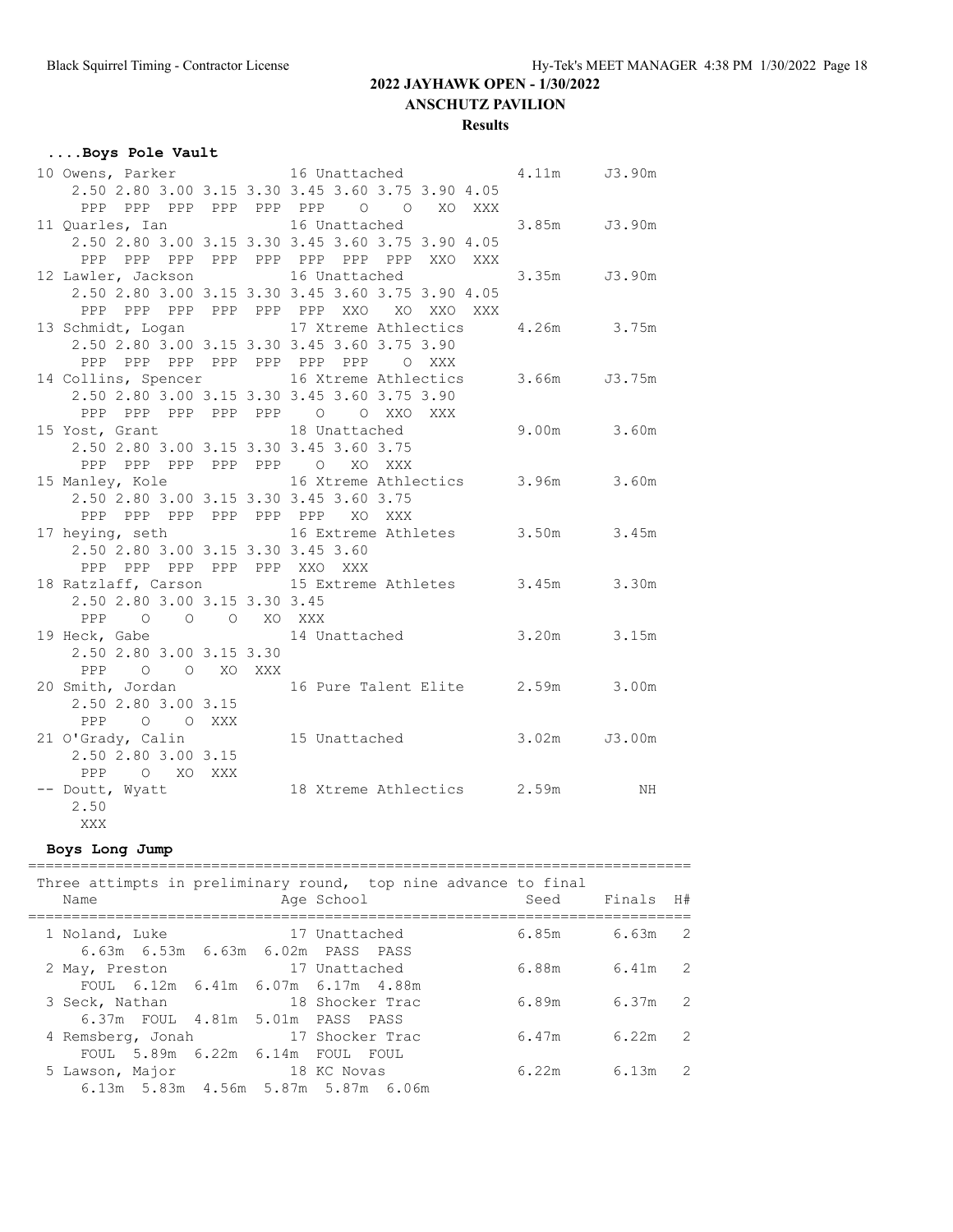## ....Boys Pole Vault

```
 10 Owens, Parker             16 Unattached              4.11m      J3.90m
     2.50 2.80 3.00 3.15 3.30 3.45 3.60 3.75 3.90 4.05
      PPP  PPP  PPP  PPP  PPP  PPP    O    O   XO  XXX
 11 Quarles, Ian              16 Unattached              3.85m      J3.90m
     2.50 2.80 3.00 3.15 3.30 3.45 3.60 3.75 3.90 4.05
      PPP  PPP  PPP  PPP  PPP  PPP  PPP  PPP  XXO  XXX
 12 Lawler, Jackson           16 Unattached              3.35m      J3.90m
     2.50 2.80 3.00 3.15 3.30 3.45 3.60 3.75 3.90 4.05
      PPP  PPP  PPP  PPP  PPP  PPP  XXO   XO  XXO  XXX
 13 Schmidt, Logan            17 Xtreme Athlectics       4.26m       3.75m
     2.50 2.80 3.00 3.15 3.30 3.45 3.60 3.75 3.90
      PPP  PPP  PPP  PPP  PPP  PPP  PPP    O  XXX
 14 Collins, Spencer          16 Xtreme Athlectics       3.66m      J3.75m
     2.50 2.80 3.00 3.15 3.30 3.45 3.60 3.75 3.90
      PPP  PPP  PPP  PPP  PPP    O    O  XXO  XXX
 15 Yost, Grant               18 Unattached              9.00m       3.60m
     2.50 2.80 3.00 3.15 3.30 3.45 3.60 3.75
      PPP  PPP  PPP  PPP  PPP    O   XO  XXX
 15 Manley, Kole              16 Xtreme Athlectics       3.96m       3.60m
     2.50 2.80 3.00 3.15 3.30 3.45 3.60 3.75
      PPP  PPP  PPP  PPP  PPP  PPP   XO  XXX
 17 heying, seth              16 Extreme Athletes        3.50m       3.45m
     2.50 2.80 3.00 3.15 3.30 3.45 3.60
      PPP  PPP  PPP  PPP  PPP  XXO  XXX
 18 Ratzlaff, Carson          15 Extreme Athletes        3.45m       3.30m
     2.50 2.80 3.00 3.15 3.30 3.45
      PPP    O    O    O   XO  XXX
 19 Heck, Gabe                14 Unattached              3.20m       3.15m
     2.50 2.80 3.00 3.15 3.30
      PPP    O    O   XO  XXX
 20 Smith, Jordan             16 Pure Talent Elite       2.59m       3.00m
     2.50 2.80 3.00 3.15
      PPP    O    O  XXX
 21 O'Grady, Calin            15 Unattached              3.02m      J3.00m
     2.50 2.80 3.00 3.15
      PPP    O   XO  XXX
 -- Doutt, Wyatt              18 Xtreme Athlectics       2.59m          NH
     2.50
      XXX
```

## Boys Long Jump

Three attempts in preliminary round, top nine advance to final

| Name | Age | School | Seed | Finals | H# |
|---|---|---|---|---|---|
| 1 Noland, Luke | 17 | Unattached | 6.85m | 6.63m | 2 |
| 6.63m 6.53m 6.63m 6.02m PASS PASS | | | | | |
| 2 May, Preston | 17 | Unattached | 6.88m | 6.41m | 2 |
| FOUL 6.12m 6.41m 6.07m 6.17m 4.88m | | | | | |
| 3 Seck, Nathan | 18 | Shocker Trac | 6.89m | 6.37m | 2 |
| 6.37m FOUL 4.81m 5.01m PASS PASS | | | | | |
| 4 Remsberg, Jonah | 17 | Shocker Trac | 6.47m | 6.22m | 2 |
| FOUL 5.89m 6.22m 6.14m FOUL FOUL | | | | | |
| 5 Lawson, Major | 18 | KC Novas | 6.22m | 6.13m | 2 |
| 6.13m 5.83m 4.56m 5.87m 5.87m 6.06m | | | | | |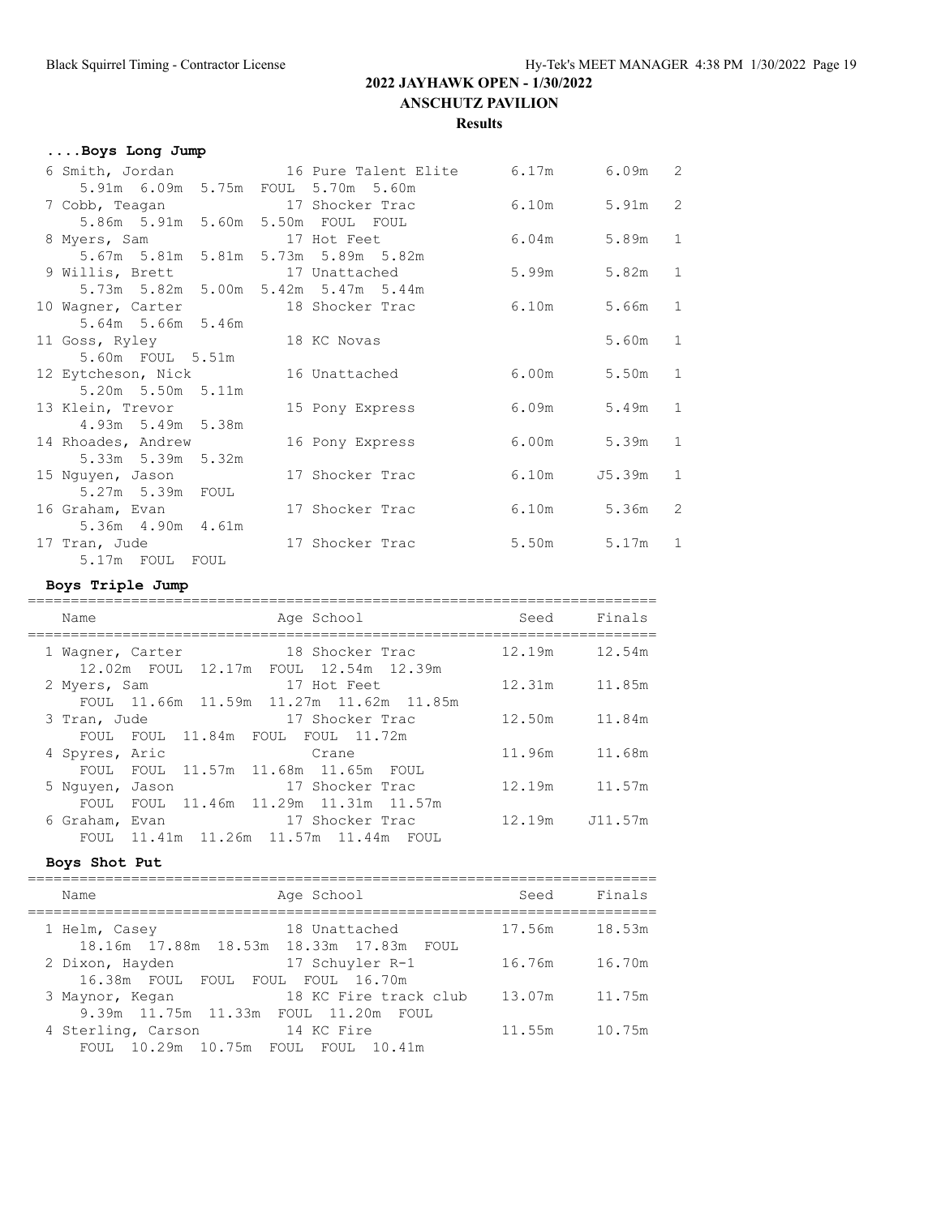# 2022 JAYHAWK OPEN - 1/30/2022

## ANSCHUTZ PAVILION

### Results

### ....Boys Long Jump

| | Name | Age | School | Seed | Finals | H# |
|---|---|---|---|---|---|---|
| 6 | Smith, Jordan | 16 | Pure Talent Elite | 6.17m | 6.09m | 2 |
| | 5.91m 6.09m 5.75m FOUL 5.70m 5.60m | | | | | |
| 7 | Cobb, Teagan | 17 | Shocker Trac | 6.10m | 5.91m | 2 |
| | 5.86m 5.91m 5.60m 5.50m FOUL FOUL | | | | | |
| 8 | Myers, Sam | 17 | Hot Feet | 6.04m | 5.89m | 1 |
| | 5.67m 5.81m 5.81m 5.73m 5.89m 5.82m | | | | | |
| 9 | Willis, Brett | 17 | Unattached | 5.99m | 5.82m | 1 |
| | 5.73m 5.82m 5.00m 5.42m 5.47m 5.44m | | | | | |
| 10 | Wagner, Carter | 18 | Shocker Trac | 6.10m | 5.66m | 1 |
| | 5.64m 5.66m 5.46m | | | | | |
| 11 | Goss, Ryley | 18 | KC Novas | | 5.60m | 1 |
| | 5.60m FOUL 5.51m | | | | | |
| 12 | Eytcheson, Nick | 16 | Unattached | 6.00m | 5.50m | 1 |
| | 5.20m 5.50m 5.11m | | | | | |
| 13 | Klein, Trevor | 15 | Pony Express | 6.09m | 5.49m | 1 |
| | 4.93m 5.49m 5.38m | | | | | |
| 14 | Rhoades, Andrew | 16 | Pony Express | 6.00m | 5.39m | 1 |
| | 5.33m 5.39m 5.32m | | | | | |
| 15 | Nguyen, Jason | 17 | Shocker Trac | 6.10m | J5.39m | 1 |
| | 5.27m 5.39m FOUL | | | | | |
| 16 | Graham, Evan | 17 | Shocker Trac | 6.10m | 5.36m | 2 |
| | 5.36m 4.90m 4.61m | | | | | |
| 17 | Tran, Jude | 17 | Shocker Trac | 5.50m | 5.17m | 1 |
| | 5.17m FOUL FOUL | | | | | |

### Boys Triple Jump

| | Name | Age | School | Seed | Finals |
|---|---|---|---|---|---|
| 1 | Wagner, Carter | 18 | Shocker Trac | 12.19m | 12.54m |
| | 12.02m FOUL 12.17m FOUL 12.54m 12.39m | | | | |
| 2 | Myers, Sam | 17 | Hot Feet | 12.31m | 11.85m |
| | FOUL 11.66m 11.59m 11.27m 11.62m 11.85m | | | | |
| 3 | Tran, Jude | 17 | Shocker Trac | 12.50m | 11.84m |
| | FOUL FOUL 11.84m FOUL FOUL 11.72m | | | | |
| 4 | Spyres, Aric | | Crane | 11.96m | 11.68m |
| | FOUL FOUL 11.57m 11.68m 11.65m FOUL | | | | |
| 5 | Nguyen, Jason | 17 | Shocker Trac | 12.19m | 11.57m |
| | FOUL FOUL 11.46m 11.29m 11.31m 11.57m | | | | |
| 6 | Graham, Evan | 17 | Shocker Trac | 12.19m | J11.57m |
| | FOUL 11.41m 11.26m 11.57m 11.44m FOUL | | | | |

### Boys Shot Put

| | Name | Age | School | Seed | Finals |
|---|---|---|---|---|---|
| 1 | Helm, Casey | 18 | Unattached | 17.56m | 18.53m |
| | 18.16m 17.88m 18.53m 18.33m 17.83m FOUL | | | | |
| 2 | Dixon, Hayden | 17 | Schuyler R-1 | 16.76m | 16.70m |
| | 16.38m FOUL FOUL FOUL FOUL 16.70m | | | | |
| 3 | Maynor, Kegan | 18 | KC Fire track club | 13.07m | 11.75m |
| | 9.39m 11.75m 11.33m FOUL 11.20m FOUL | | | | |
| 4 | Sterling, Carson | 14 | KC Fire | 11.55m | 10.75m |
| | FOUL 10.29m 10.75m FOUL FOUL 10.41m | | | | |